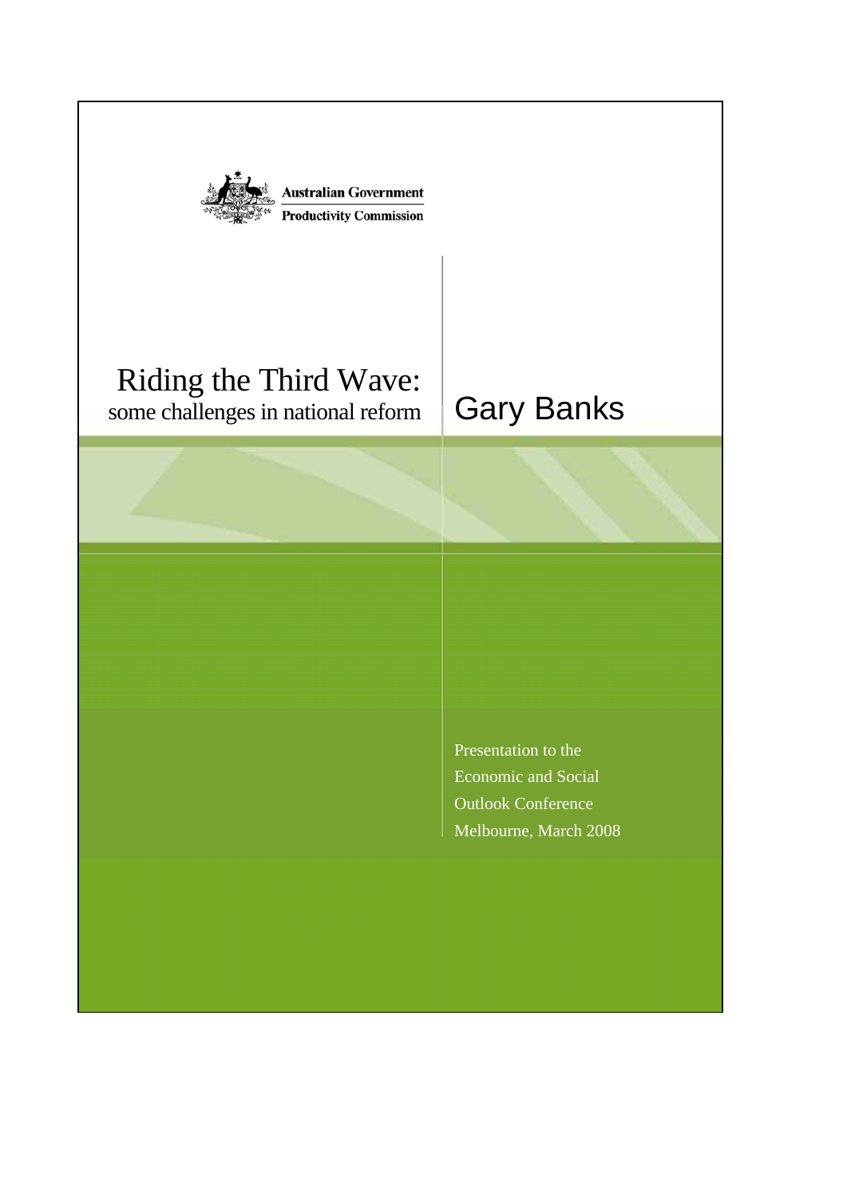Australian Government

Productivity Commission

# Riding the Third Wave:

## some challenges in national reform

## Gary Banks

Presentation to the
Economic and Social
Outlook Conference
Melbourne, March 2008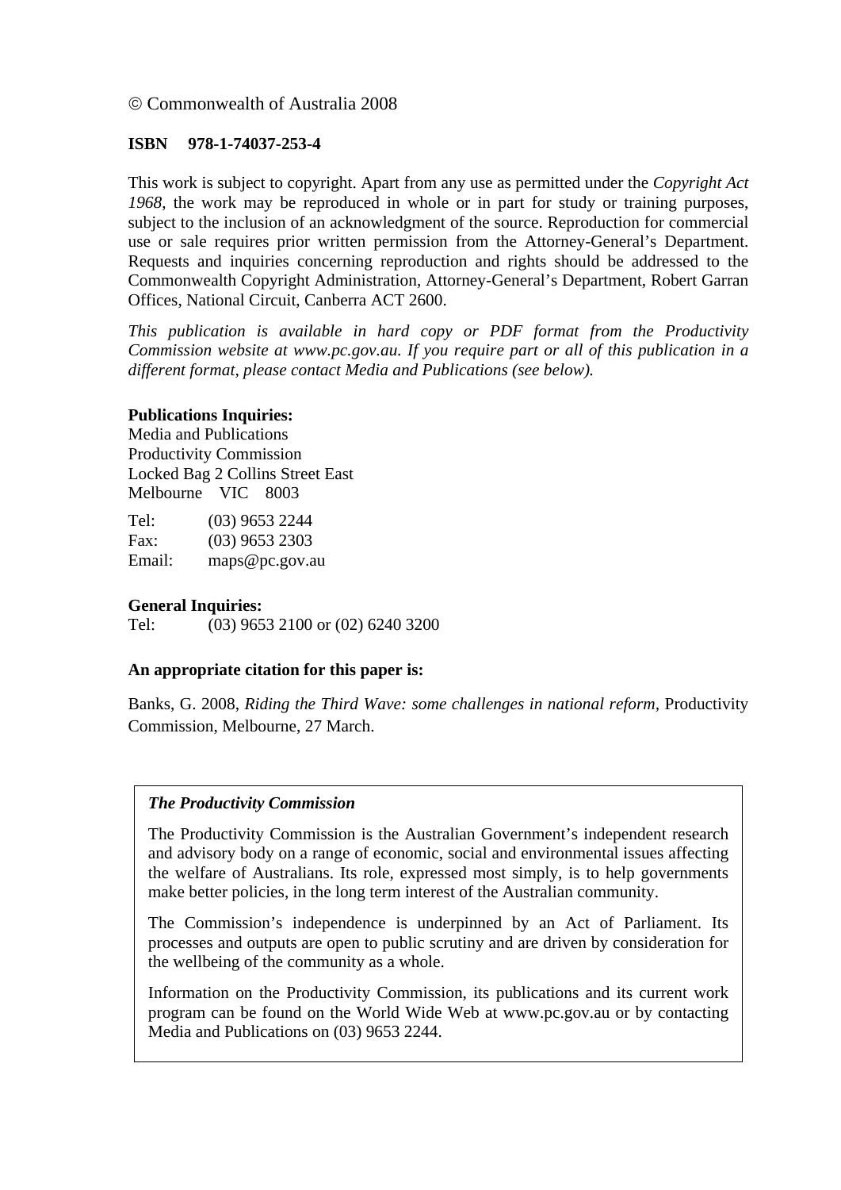© Commonwealth of Australia 2008

**ISBN 978-1-74037-253-4**

This work is subject to copyright. Apart from any use as permitted under the *Copyright Act 1968*, the work may be reproduced in whole or in part for study or training purposes, subject to the inclusion of an acknowledgment of the source. Reproduction for commercial use or sale requires prior written permission from the Attorney-General's Department. Requests and inquiries concerning reproduction and rights should be addressed to the Commonwealth Copyright Administration, Attorney-General's Department, Robert Garran Offices, National Circuit, Canberra ACT 2600.

*This publication is available in hard copy or PDF format from the Productivity Commission website at www.pc.gov.au. If you require part or all of this publication in a different format, please contact Media and Publications (see below).*

**Publications Inquiries:**
Media and Publications
Productivity Commission
Locked Bag 2 Collins Street East
Melbourne VIC 8003

Tel: (03) 9653 2244
Fax: (03) 9653 2303
Email: maps@pc.gov.au

**General Inquiries:**
Tel: (03) 9653 2100 or (02) 6240 3200

**An appropriate citation for this paper is:**

Banks, G. 2008, *Riding the Third Wave: some challenges in national reform*, Productivity Commission, Melbourne, 27 March.

***The Productivity Commission***

The Productivity Commission is the Australian Government's independent research and advisory body on a range of economic, social and environmental issues affecting the welfare of Australians. Its role, expressed most simply, is to help governments make better policies, in the long term interest of the Australian community.

The Commission's independence is underpinned by an Act of Parliament. Its processes and outputs are open to public scrutiny and are driven by consideration for the wellbeing of the community as a whole.

Information on the Productivity Commission, its publications and its current work program can be found on the World Wide Web at www.pc.gov.au or by contacting Media and Publications on (03) 9653 2244.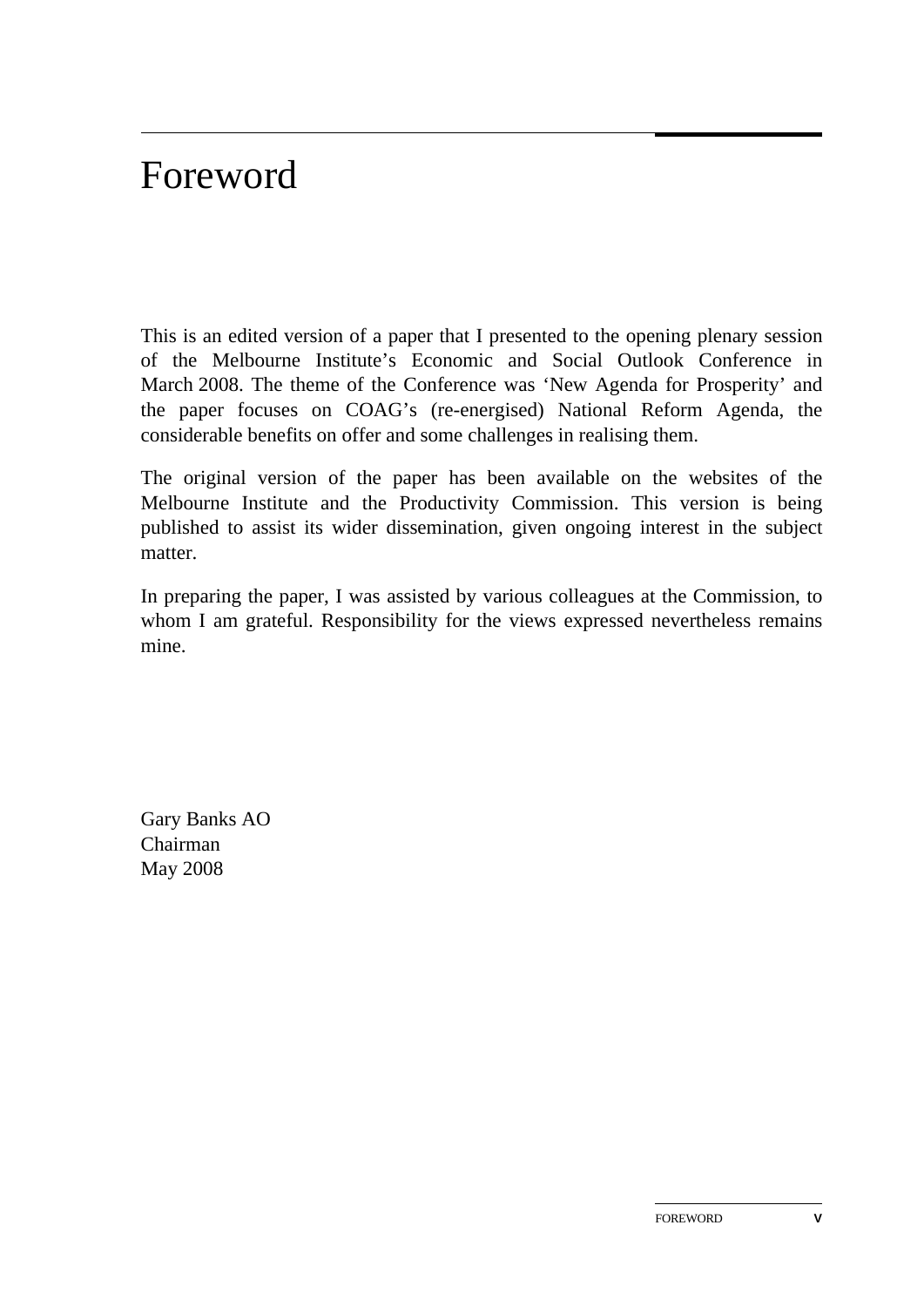# Foreword

This is an edited version of a paper that I presented to the opening plenary session of the Melbourne Institute's Economic and Social Outlook Conference in March 2008. The theme of the Conference was 'New Agenda for Prosperity' and the paper focuses on COAG's (re-energised) National Reform Agenda, the considerable benefits on offer and some challenges in realising them.

The original version of the paper has been available on the websites of the Melbourne Institute and the Productivity Commission. This version is being published to assist its wider dissemination, given ongoing interest in the subject matter.

In preparing the paper, I was assisted by various colleagues at the Commission, to whom I am grateful. Responsibility for the views expressed nevertheless remains mine.

Gary Banks AO
Chairman
May 2008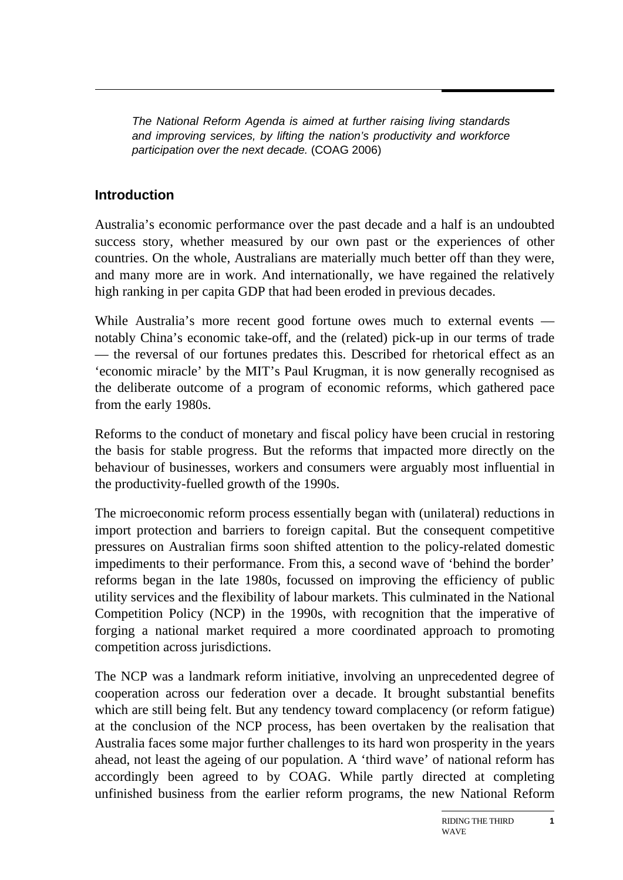*The National Reform Agenda is aimed at further raising living standards and improving services, by lifting the nation's productivity and workforce participation over the next decade.* (COAG 2006)

## Introduction

Australia's economic performance over the past decade and a half is an undoubted success story, whether measured by our own past or the experiences of other countries. On the whole, Australians are materially much better off than they were, and many more are in work. And internationally, we have regained the relatively high ranking in per capita GDP that had been eroded in previous decades.

While Australia's more recent good fortune owes much to external events — notably China's economic take-off, and the (related) pick-up in our terms of trade — the reversal of our fortunes predates this. Described for rhetorical effect as an 'economic miracle' by the MIT's Paul Krugman, it is now generally recognised as the deliberate outcome of a program of economic reforms, which gathered pace from the early 1980s.

Reforms to the conduct of monetary and fiscal policy have been crucial in restoring the basis for stable progress. But the reforms that impacted more directly on the behaviour of businesses, workers and consumers were arguably most influential in the productivity-fuelled growth of the 1990s.

The microeconomic reform process essentially began with (unilateral) reductions in import protection and barriers to foreign capital. But the consequent competitive pressures on Australian firms soon shifted attention to the policy-related domestic impediments to their performance. From this, a second wave of 'behind the border' reforms began in the late 1980s, focussed on improving the efficiency of public utility services and the flexibility of labour markets. This culminated in the National Competition Policy (NCP) in the 1990s, with recognition that the imperative of forging a national market required a more coordinated approach to promoting competition across jurisdictions.

The NCP was a landmark reform initiative, involving an unprecedented degree of cooperation across our federation over a decade. It brought substantial benefits which are still being felt. But any tendency toward complacency (or reform fatigue) at the conclusion of the NCP process, has been overtaken by the realisation that Australia faces some major further challenges to its hard won prosperity in the years ahead, not least the ageing of our population. A 'third wave' of national reform has accordingly been agreed to by COAG. While partly directed at completing unfinished business from the earlier reform programs, the new National Reform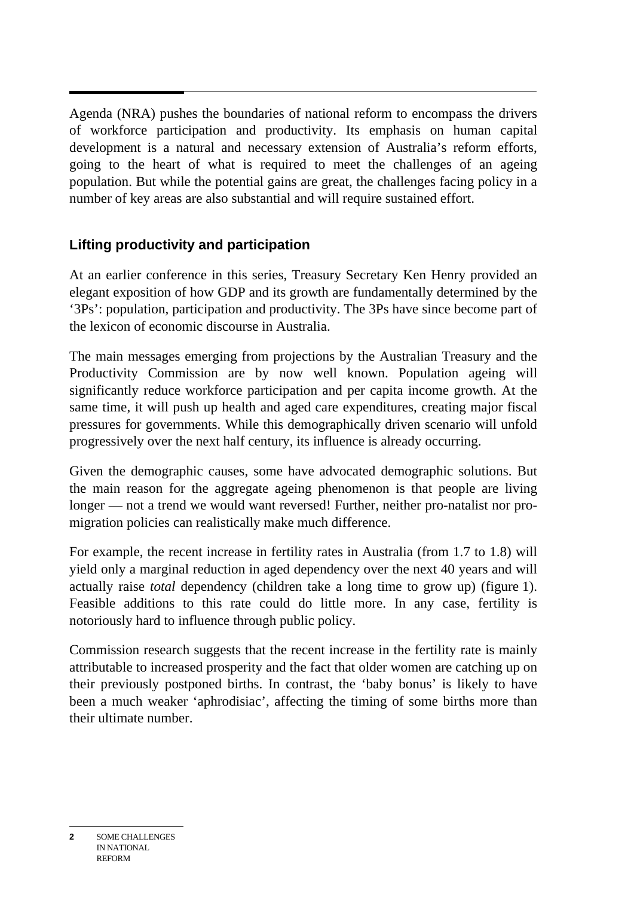Agenda (NRA) pushes the boundaries of national reform to encompass the drivers of workforce participation and productivity. Its emphasis on human capital development is a natural and necessary extension of Australia's reform efforts, going to the heart of what is required to meet the challenges of an ageing population. But while the potential gains are great, the challenges facing policy in a number of key areas are also substantial and will require sustained effort.

## Lifting productivity and participation

At an earlier conference in this series, Treasury Secretary Ken Henry provided an elegant exposition of how GDP and its growth are fundamentally determined by the '3Ps': population, participation and productivity. The 3Ps have since become part of the lexicon of economic discourse in Australia.

The main messages emerging from projections by the Australian Treasury and the Productivity Commission are by now well known. Population ageing will significantly reduce workforce participation and per capita income growth. At the same time, it will push up health and aged care expenditures, creating major fiscal pressures for governments. While this demographically driven scenario will unfold progressively over the next half century, its influence is already occurring.

Given the demographic causes, some have advocated demographic solutions. But the main reason for the aggregate ageing phenomenon is that people are living longer — not a trend we would want reversed! Further, neither pro-natalist nor pro-migration policies can realistically make much difference.

For example, the recent increase in fertility rates in Australia (from 1.7 to 1.8) will yield only a marginal reduction in aged dependency over the next 40 years and will actually raise *total* dependency (children take a long time to grow up) (figure 1). Feasible additions to this rate could do little more. In any case, fertility is notoriously hard to influence through public policy.

Commission research suggests that the recent increase in the fertility rate is mainly attributable to increased prosperity and the fact that older women are catching up on their previously postponed births. In contrast, the 'baby bonus' is likely to have been a much weaker 'aphrodisiac', affecting the timing of some births more than their ultimate number.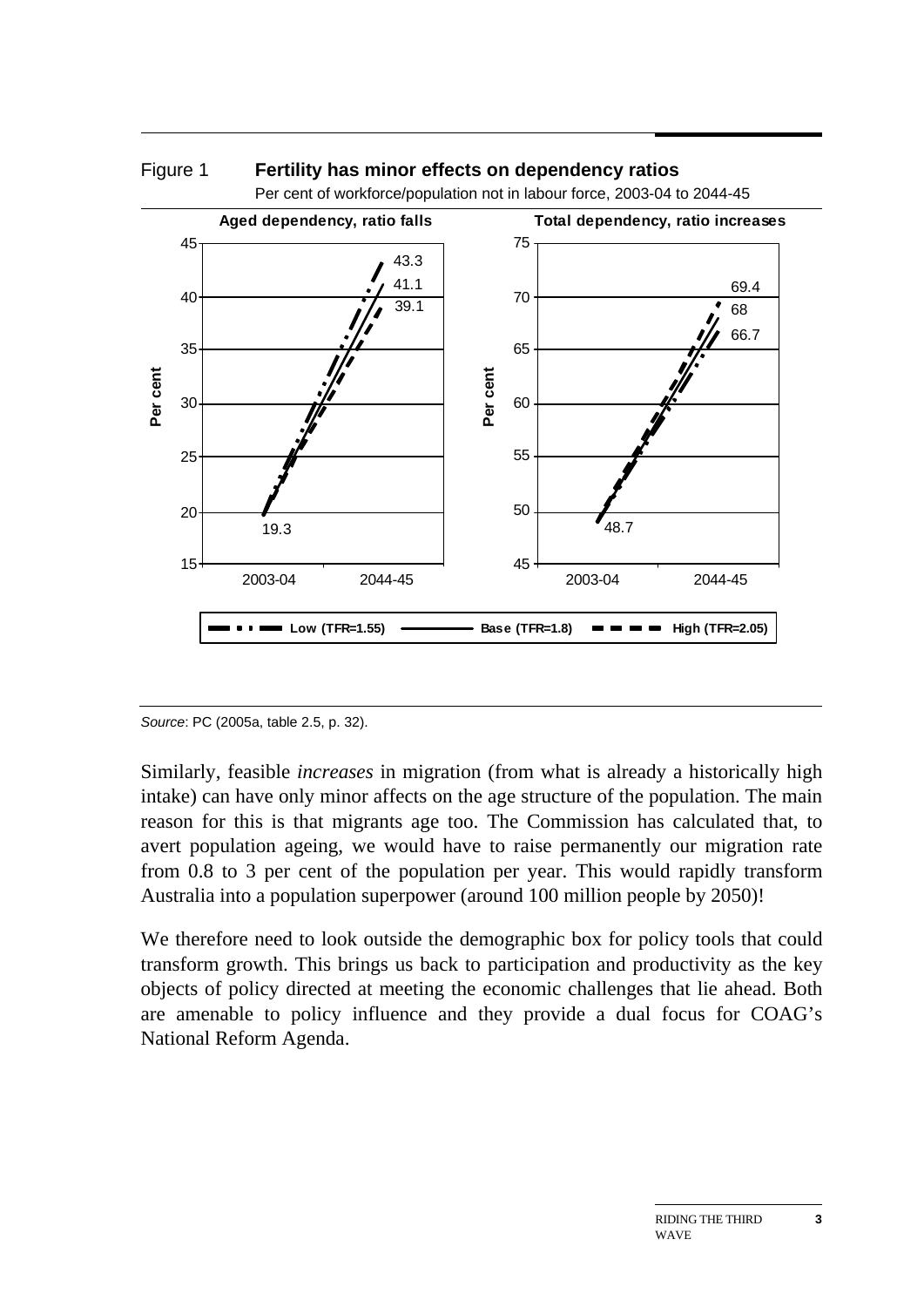Figure 1 **Fertility has minor effects on dependency ratios**

Per cent of workforce/population not in labour force, 2003-04 to 2044-45

**Aged dependency, ratio falls**

| | 2003-04 | 2044-45 |
|---|---|---|
| Low (TFR=1.55) | 19.3 | 43.3 |
| Base (TFR=1.8) | 19.3 | 41.1 |
| High (TFR=2.05) | 19.3 | 39.1 |

**Total dependency, ratio increases**

| | 2003-04 | 2044-45 |
|---|---|---|
| Low (TFR=1.55) | 48.7 | 66.7 |
| Base (TFR=1.8) | 48.7 | 68 |
| High (TFR=2.05) | 48.7 | 69.4 |

*Source*: PC (2005a, table 2.5, p. 32).

Similarly, feasible *increases* in migration (from what is already a historically high intake) can have only minor affects on the age structure of the population. The main reason for this is that migrants age too. The Commission has calculated that, to avert population ageing, we would have to raise permanently our migration rate from 0.8 to 3 per cent of the population per year. This would rapidly transform Australia into a population superpower (around 100 million people by 2050)!

We therefore need to look outside the demographic box for policy tools that could transform growth. This brings us back to participation and productivity as the key objects of policy directed at meeting the economic challenges that lie ahead. Both are amenable to policy influence and they provide a dual focus for COAG's National Reform Agenda.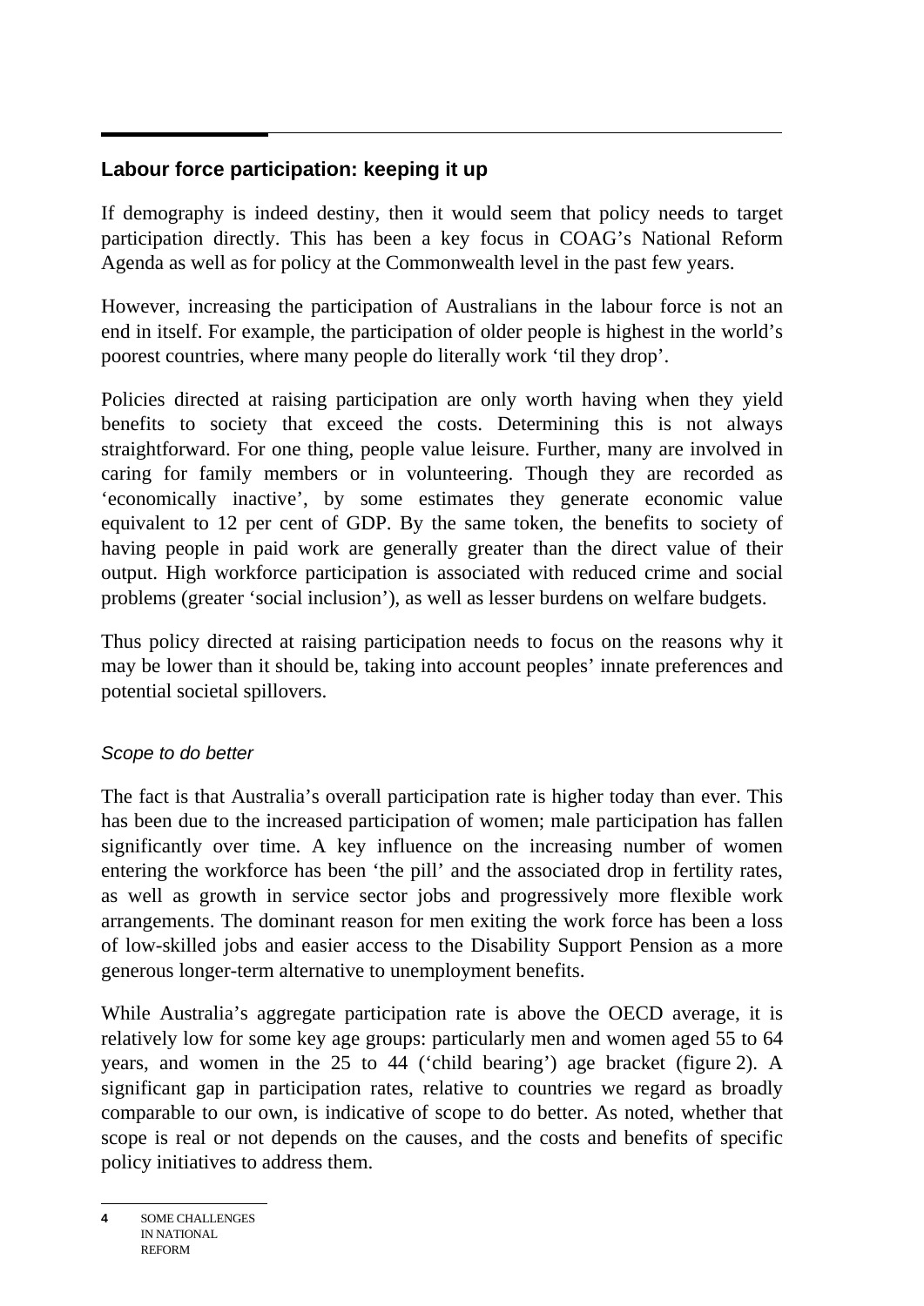## Labour force participation: keeping it up

If demography is indeed destiny, then it would seem that policy needs to target participation directly. This has been a key focus in COAG's National Reform Agenda as well as for policy at the Commonwealth level in the past few years.

However, increasing the participation of Australians in the labour force is not an end in itself. For example, the participation of older people is highest in the world's poorest countries, where many people do literally work 'til they drop'.

Policies directed at raising participation are only worth having when they yield benefits to society that exceed the costs. Determining this is not always straightforward. For one thing, people value leisure. Further, many are involved in caring for family members or in volunteering. Though they are recorded as 'economically inactive', by some estimates they generate economic value equivalent to 12 per cent of GDP. By the same token, the benefits to society of having people in paid work are generally greater than the direct value of their output. High workforce participation is associated with reduced crime and social problems (greater 'social inclusion'), as well as lesser burdens on welfare budgets.

Thus policy directed at raising participation needs to focus on the reasons why it may be lower than it should be, taking into account peoples' innate preferences and potential societal spillovers.

### *Scope to do better*

The fact is that Australia's overall participation rate is higher today than ever. This has been due to the increased participation of women; male participation has fallen significantly over time. A key influence on the increasing number of women entering the workforce has been 'the pill' and the associated drop in fertility rates, as well as growth in service sector jobs and progressively more flexible work arrangements. The dominant reason for men exiting the work force has been a loss of low-skilled jobs and easier access to the Disability Support Pension as a more generous longer-term alternative to unemployment benefits.

While Australia's aggregate participation rate is above the OECD average, it is relatively low for some key age groups: particularly men and women aged 55 to 64 years, and women in the 25 to 44 ('child bearing') age bracket (figure 2). A significant gap in participation rates, relative to countries we regard as broadly comparable to our own, is indicative of scope to do better. As noted, whether that scope is real or not depends on the causes, and the costs and benefits of specific policy initiatives to address them.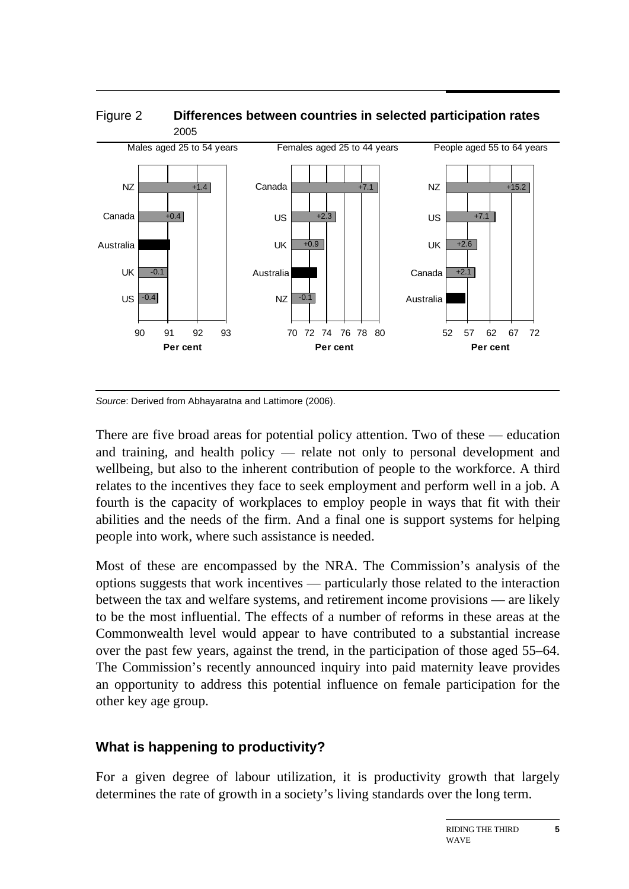Figure 2 **Differences between countries in selected participation rates**
2005

| Males aged 25 to 54 years | | Females aged 25 to 44 years | | People aged 55 to 64 years | |
|---|---|---|---|---|---|
| NZ | +1.4 | Canada | +7.1 | NZ | +15.2 |
| Canada | +0.4 | US | +2.3 | US | +7.1 |
| Australia | | UK | +0.9 | UK | +2.6 |
| UK | -0.1 | Australia | | Canada | +2.1 |
| US | -0.4 | NZ | -0.1 | Australia | |

*Source*: Derived from Abhayaratna and Lattimore (2006).

There are five broad areas for potential policy attention. Two of these — education and training, and health policy — relate not only to personal development and wellbeing, but also to the inherent contribution of people to the workforce. A third relates to the incentives they face to seek employment and perform well in a job. A fourth is the capacity of workplaces to employ people in ways that fit with their abilities and the needs of the firm. And a final one is support systems for helping people into work, where such assistance is needed.

Most of these are encompassed by the NRA. The Commission's analysis of the options suggests that work incentives — particularly those related to the interaction between the tax and welfare systems, and retirement income provisions — are likely to be the most influential. The effects of a number of reforms in these areas at the Commonwealth level would appear to have contributed to a substantial increase over the past few years, against the trend, in the participation of those aged 55–64. The Commission's recently announced inquiry into paid maternity leave provides an opportunity to address this potential influence on female participation for the other key age group.

## What is happening to productivity?

For a given degree of labour utilization, it is productivity growth that largely determines the rate of growth in a society's living standards over the long term.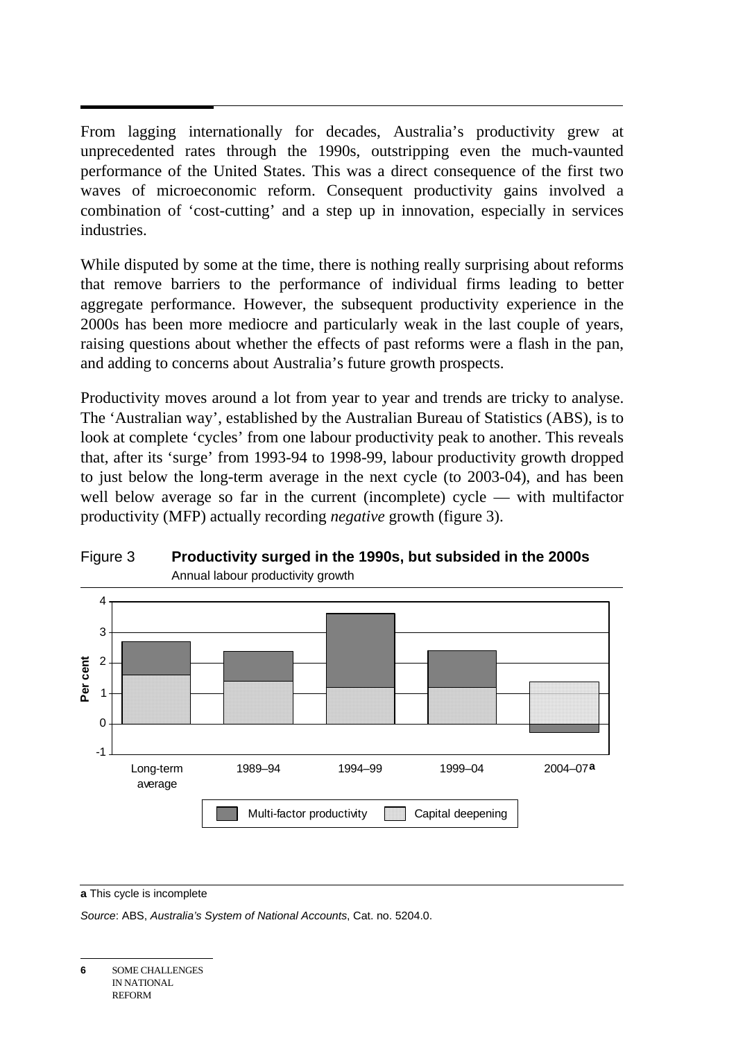From lagging internationally for decades, Australia's productivity grew at unprecedented rates through the 1990s, outstripping even the much-vaunted performance of the United States. This was a direct consequence of the first two waves of microeconomic reform. Consequent productivity gains involved a combination of 'cost-cutting' and a step up in innovation, especially in services industries.

While disputed by some at the time, there is nothing really surprising about reforms that remove barriers to the performance of individual firms leading to better aggregate performance. However, the subsequent productivity experience in the 2000s has been more mediocre and particularly weak in the last couple of years, raising questions about whether the effects of past reforms were a flash in the pan, and adding to concerns about Australia's future growth prospects.

Productivity moves around a lot from year to year and trends are tricky to analyse. The 'Australian way', established by the Australian Bureau of Statistics (ABS), is to look at complete 'cycles' from one labour productivity peak to another. This reveals that, after its 'surge' from 1993-94 to 1998-99, labour productivity growth dropped to just below the long-term average in the next cycle (to 2003-04), and has been well below average so far in the current (incomplete) cycle — with multifactor productivity (MFP) actually recording *negative* growth (figure 3).

Figure 3 **Productivity surged in the 1990s, but subsided in the 2000s**

Annual labour productivity growth

**a** This cycle is incomplete

*Source*: ABS, *Australia's System of National Accounts*, Cat. no. 5204.0.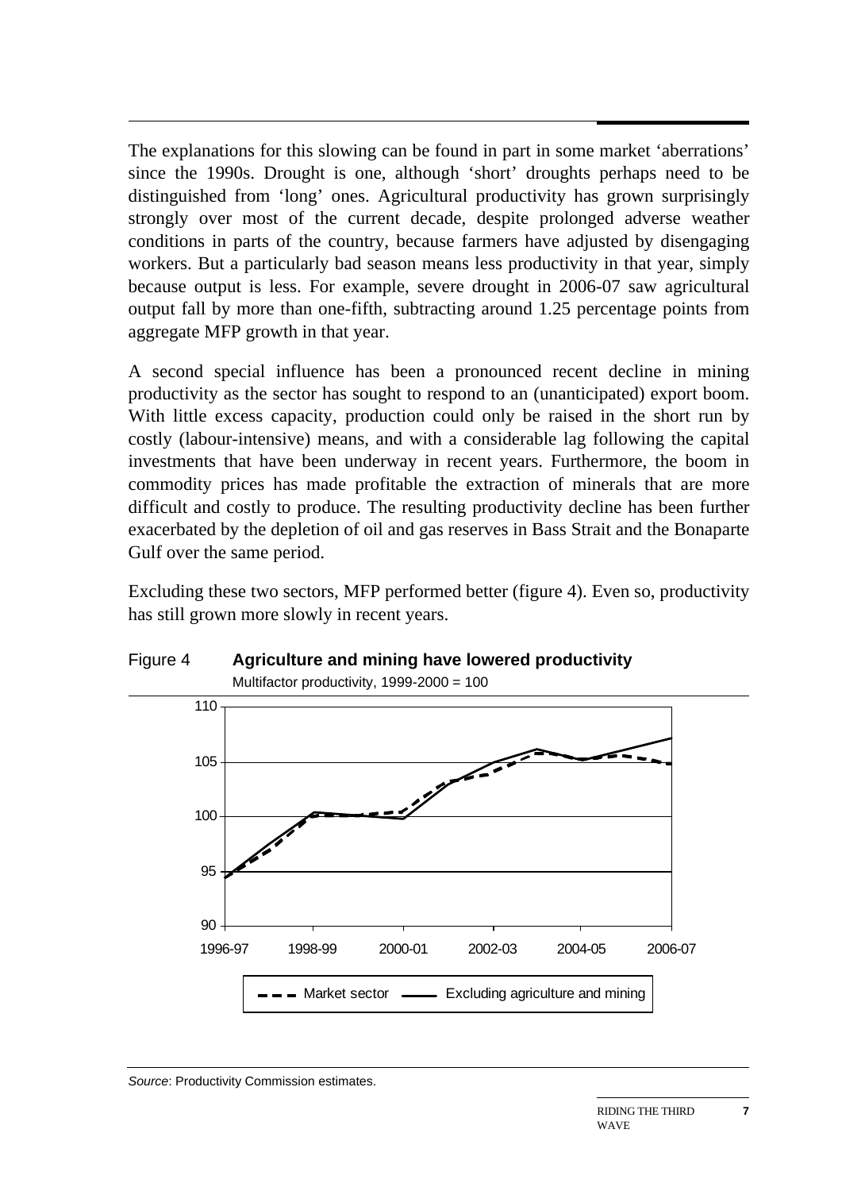The explanations for this slowing can be found in part in some market 'aberrations' since the 1990s. Drought is one, although 'short' droughts perhaps need to be distinguished from 'long' ones. Agricultural productivity has grown surprisingly strongly over most of the current decade, despite prolonged adverse weather conditions in parts of the country, because farmers have adjusted by disengaging workers. But a particularly bad season means less productivity in that year, simply because output is less. For example, severe drought in 2006-07 saw agricultural output fall by more than one-fifth, subtracting around 1.25 percentage points from aggregate MFP growth in that year.

A second special influence has been a pronounced recent decline in mining productivity as the sector has sought to respond to an (unanticipated) export boom. With little excess capacity, production could only be raised in the short run by costly (labour-intensive) means, and with a considerable lag following the capital investments that have been underway in recent years. Furthermore, the boom in commodity prices has made profitable the extraction of minerals that are more difficult and costly to produce. The resulting productivity decline has been further exacerbated by the depletion of oil and gas reserves in Bass Strait and the Bonaparte Gulf over the same period.

Excluding these two sectors, MFP performed better (figure 4). Even so, productivity has still grown more slowly in recent years.

Figure 4 **Agriculture and mining have lowered productivity**

Multifactor productivity, 1999-2000 = 100

*Source*: Productivity Commission estimates.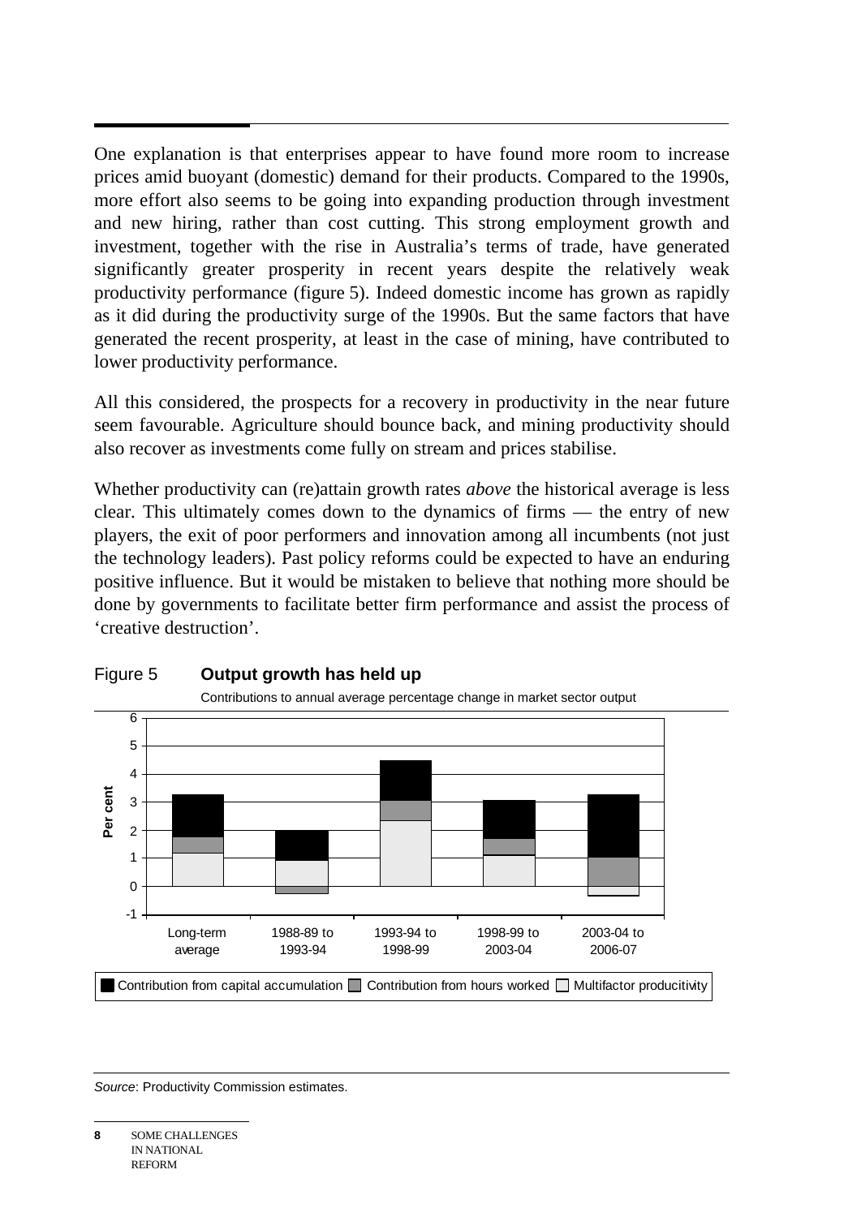One explanation is that enterprises appear to have found more room to increase prices amid buoyant (domestic) demand for their products. Compared to the 1990s, more effort also seems to be going into expanding production through investment and new hiring, rather than cost cutting. This strong employment growth and investment, together with the rise in Australia's terms of trade, have generated significantly greater prosperity in recent years despite the relatively weak productivity performance (figure 5). Indeed domestic income has grown as rapidly as it did during the productivity surge of the 1990s. But the same factors that have generated the recent prosperity, at least in the case of mining, have contributed to lower productivity performance.

All this considered, the prospects for a recovery in productivity in the near future seem favourable. Agriculture should bounce back, and mining productivity should also recover as investments come fully on stream and prices stabilise.

Whether productivity can (re)attain growth rates *above* the historical average is less clear. This ultimately comes down to the dynamics of firms — the entry of new players, the exit of poor performers and innovation among all incumbents (not just the technology leaders). Past policy reforms could be expected to have an enduring positive influence. But it would be mistaken to believe that nothing more should be done by governments to facilitate better firm performance and assist the process of 'creative destruction'.

Figure 5 **Output growth has held up**

Contributions to annual average percentage change in market sector output

*Source*: Productivity Commission estimates.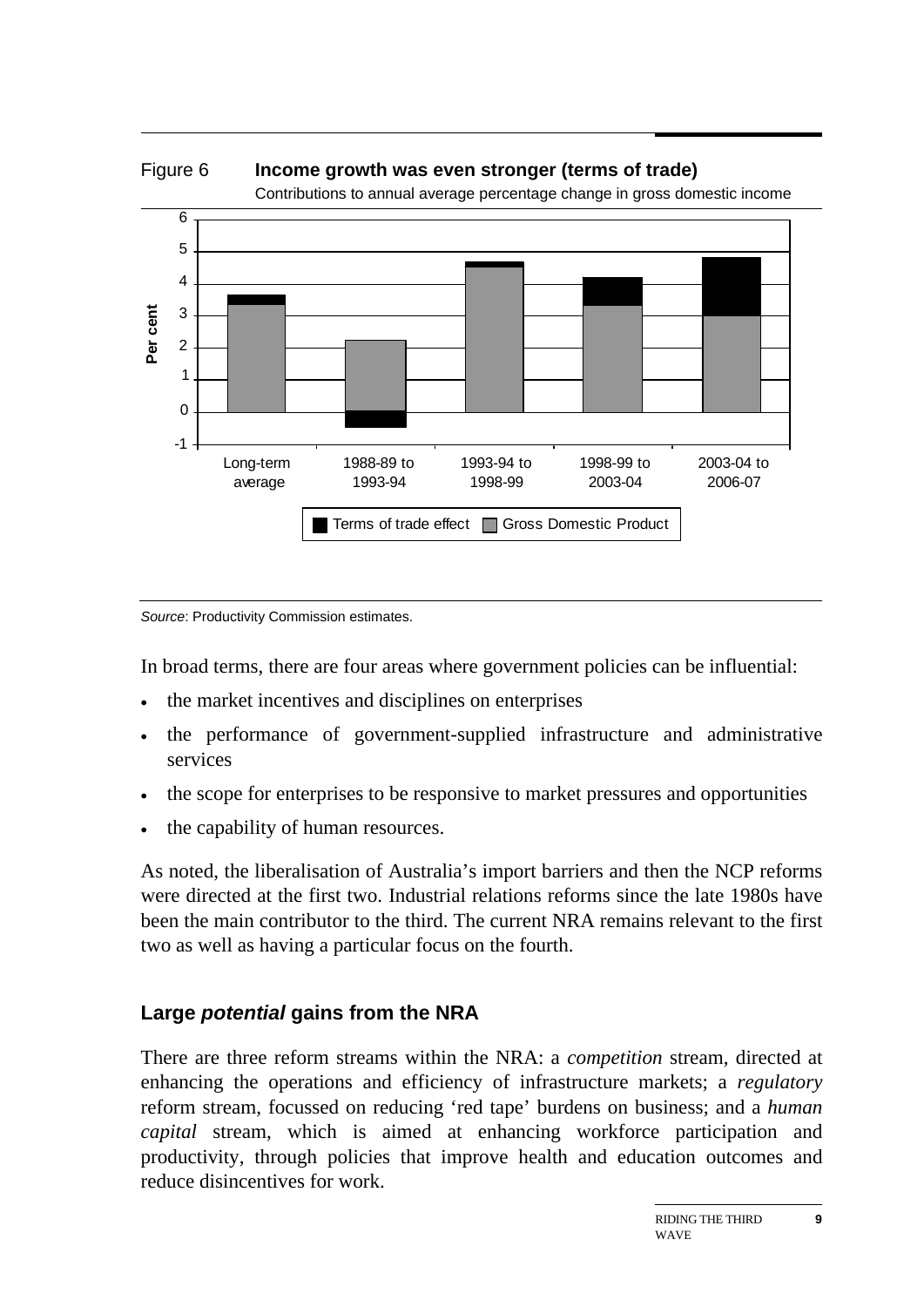Figure 6 **Income growth was even stronger (terms of trade)**

Contributions to annual average percentage change in gross domestic income

*Source*: Productivity Commission estimates.

In broad terms, there are four areas where government policies can be influential:

- the market incentives and disciplines on enterprises
- the performance of government-supplied infrastructure and administrative services
- the scope for enterprises to be responsive to market pressures and opportunities
- the capability of human resources.

As noted, the liberalisation of Australia's import barriers and then the NCP reforms were directed at the first two. Industrial relations reforms since the late 1980s have been the main contributor to the third. The current NRA remains relevant to the first two as well as having a particular focus on the fourth.

## Large *potential* gains from the NRA

There are three reform streams within the NRA: a *competition* stream, directed at enhancing the operations and efficiency of infrastructure markets; a *regulatory* reform stream, focussed on reducing 'red tape' burdens on business; and a *human capital* stream, which is aimed at enhancing workforce participation and productivity, through policies that improve health and education outcomes and reduce disincentives for work.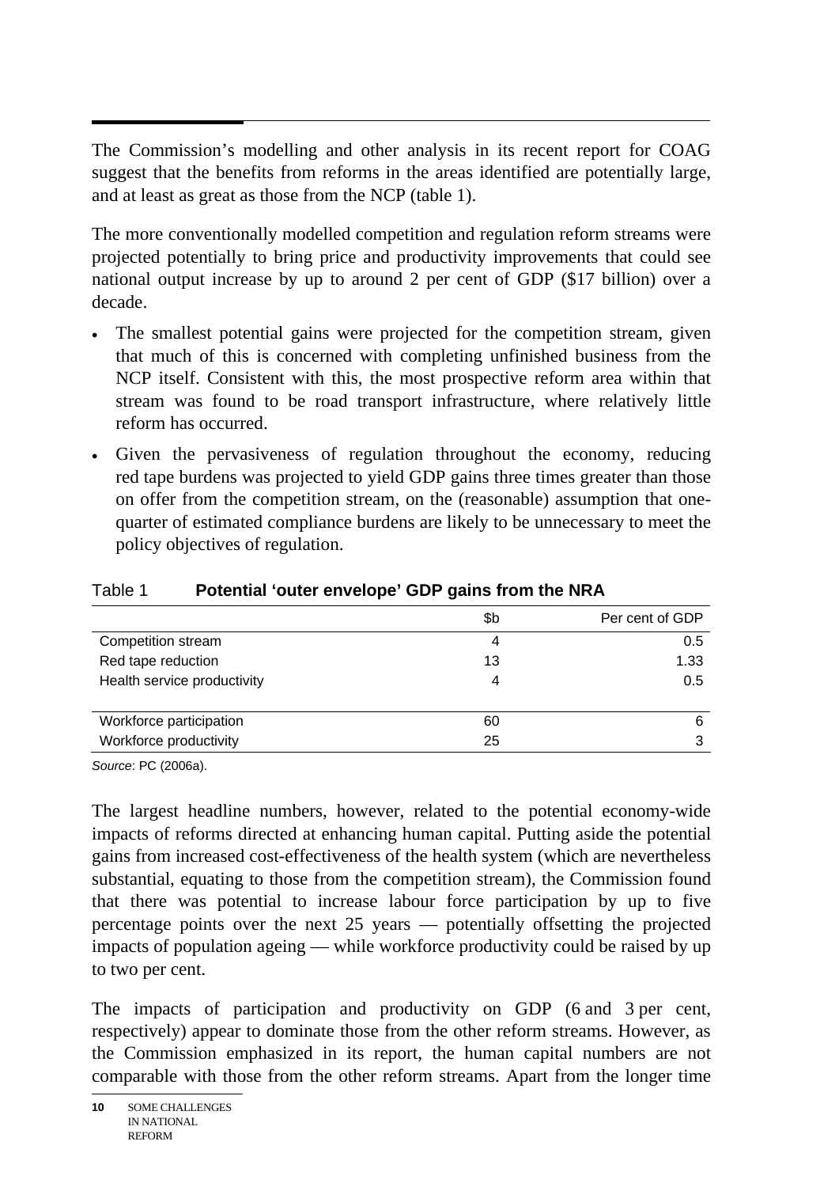The Commission's modelling and other analysis in its recent report for COAG suggest that the benefits from reforms in the areas identified are potentially large, and at least as great as those from the NCP (table 1).

The more conventionally modelled competition and regulation reform streams were projected potentially to bring price and productivity improvements that could see national output increase by up to around 2 per cent of GDP ($17 billion) over a decade.

- The smallest potential gains were projected for the competition stream, given that much of this is concerned with completing unfinished business from the NCP itself. Consistent with this, the most prospective reform area within that stream was found to be road transport infrastructure, where relatively little reform has occurred.
- Given the pervasiveness of regulation throughout the economy, reducing red tape burdens was projected to yield GDP gains three times greater than those on offer from the competition stream, on the (reasonable) assumption that one-quarter of estimated compliance burdens are likely to be unnecessary to meet the policy objectives of regulation.

Table 1 **Potential 'outer envelope' GDP gains from the NRA**

| | $b | Per cent of GDP |
|---|---|---|
| Competition stream | 4 | 0.5 |
| Red tape reduction | 13 | 1.33 |
| Health service productivity | 4 | 0.5 |
| Workforce participation | 60 | 6 |
| Workforce productivity | 25 | 3 |

*Source*: PC (2006a).

The largest headline numbers, however, related to the potential economy-wide impacts of reforms directed at enhancing human capital. Putting aside the potential gains from increased cost-effectiveness of the health system (which are nevertheless substantial, equating to those from the competition stream), the Commission found that there was potential to increase labour force participation by up to five percentage points over the next 25 years — potentially offsetting the projected impacts of population ageing — while workforce productivity could be raised by up to two per cent.

The impacts of participation and productivity on GDP (6 and 3 per cent, respectively) appear to dominate those from the other reform streams. However, as the Commission emphasized in its report, the human capital numbers are not comparable with those from the other reform streams. Apart from the longer time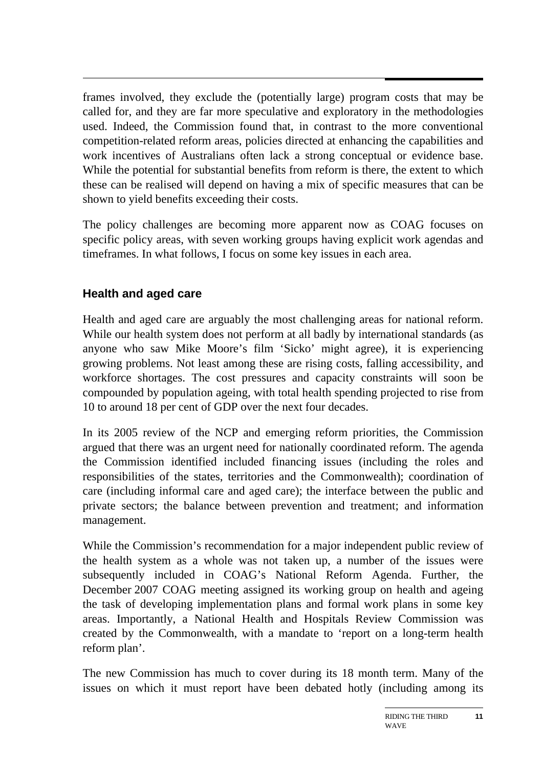frames involved, they exclude the (potentially large) program costs that may be called for, and they are far more speculative and exploratory in the methodologies used. Indeed, the Commission found that, in contrast to the more conventional competition-related reform areas, policies directed at enhancing the capabilities and work incentives of Australians often lack a strong conceptual or evidence base. While the potential for substantial benefits from reform is there, the extent to which these can be realised will depend on having a mix of specific measures that can be shown to yield benefits exceeding their costs.

The policy challenges are becoming more apparent now as COAG focuses on specific policy areas, with seven working groups having explicit work agendas and timeframes. In what follows, I focus on some key issues in each area.

### Health and aged care

Health and aged care are arguably the most challenging areas for national reform. While our health system does not perform at all badly by international standards (as anyone who saw Mike Moore's film 'Sicko' might agree), it is experiencing growing problems. Not least among these are rising costs, falling accessibility, and workforce shortages. The cost pressures and capacity constraints will soon be compounded by population ageing, with total health spending projected to rise from 10 to around 18 per cent of GDP over the next four decades.

In its 2005 review of the NCP and emerging reform priorities, the Commission argued that there was an urgent need for nationally coordinated reform. The agenda the Commission identified included financing issues (including the roles and responsibilities of the states, territories and the Commonwealth); coordination of care (including informal care and aged care); the interface between the public and private sectors; the balance between prevention and treatment; and information management.

While the Commission's recommendation for a major independent public review of the health system as a whole was not taken up, a number of the issues were subsequently included in COAG's National Reform Agenda. Further, the December 2007 COAG meeting assigned its working group on health and ageing the task of developing implementation plans and formal work plans in some key areas. Importantly, a National Health and Hospitals Review Commission was created by the Commonwealth, with a mandate to 'report on a long-term health reform plan'.

The new Commission has much to cover during its 18 month term. Many of the issues on which it must report have been debated hotly (including among its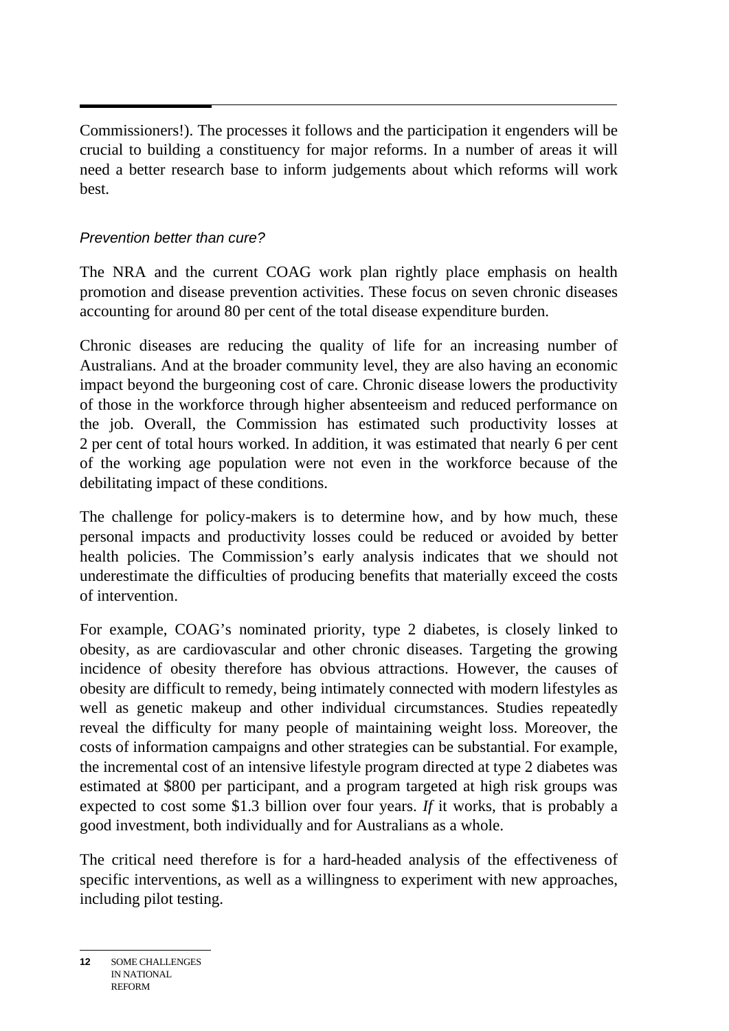Commissioners!). The processes it follows and the participation it engenders will be crucial to building a constituency for major reforms. In a number of areas it will need a better research base to inform judgements about which reforms will work best.

### *Prevention better than cure?*

The NRA and the current COAG work plan rightly place emphasis on health promotion and disease prevention activities. These focus on seven chronic diseases accounting for around 80 per cent of the total disease expenditure burden.

Chronic diseases are reducing the quality of life for an increasing number of Australians. And at the broader community level, they are also having an economic impact beyond the burgeoning cost of care. Chronic disease lowers the productivity of those in the workforce through higher absenteeism and reduced performance on the job. Overall, the Commission has estimated such productivity losses at 2 per cent of total hours worked. In addition, it was estimated that nearly 6 per cent of the working age population were not even in the workforce because of the debilitating impact of these conditions.

The challenge for policy-makers is to determine how, and by how much, these personal impacts and productivity losses could be reduced or avoided by better health policies. The Commission's early analysis indicates that we should not underestimate the difficulties of producing benefits that materially exceed the costs of intervention.

For example, COAG's nominated priority, type 2 diabetes, is closely linked to obesity, as are cardiovascular and other chronic diseases. Targeting the growing incidence of obesity therefore has obvious attractions. However, the causes of obesity are difficult to remedy, being intimately connected with modern lifestyles as well as genetic makeup and other individual circumstances. Studies repeatedly reveal the difficulty for many people of maintaining weight loss. Moreover, the costs of information campaigns and other strategies can be substantial. For example, the incremental cost of an intensive lifestyle program directed at type 2 diabetes was estimated at $800 per participant, and a program targeted at high risk groups was expected to cost some $1.3 billion over four years. *If* it works, that is probably a good investment, both individually and for Australians as a whole.

The critical need therefore is for a hard-headed analysis of the effectiveness of specific interventions, as well as a willingness to experiment with new approaches, including pilot testing.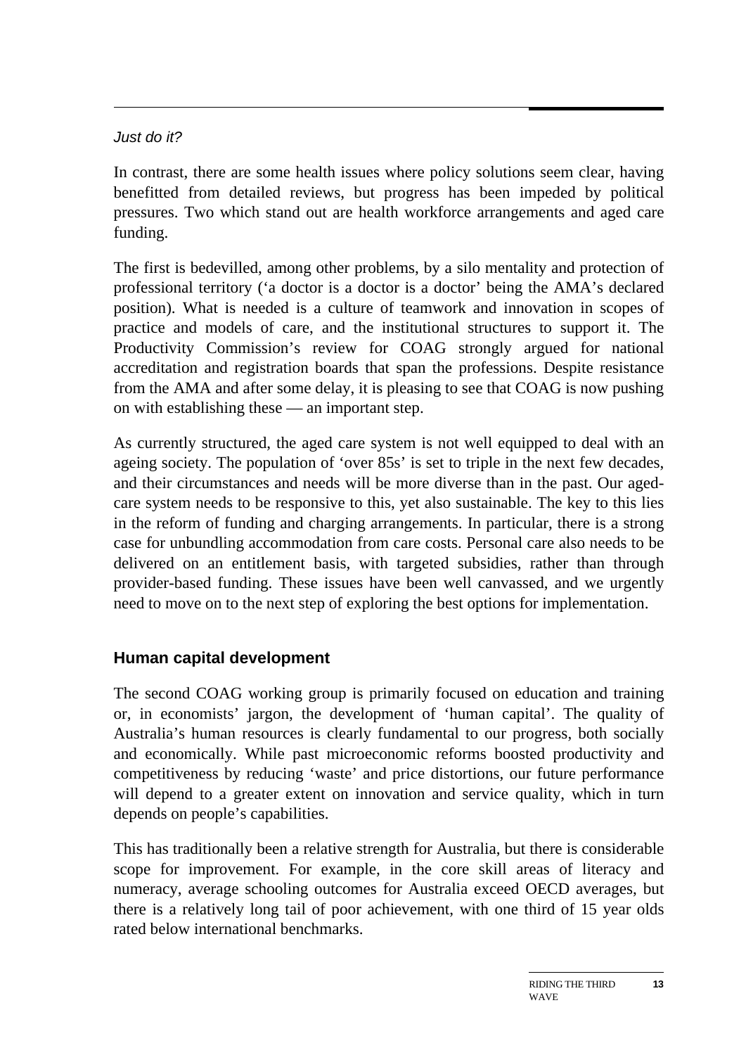*Just do it?*

In contrast, there are some health issues where policy solutions seem clear, having benefitted from detailed reviews, but progress has been impeded by political pressures. Two which stand out are health workforce arrangements and aged care funding.

The first is bedevilled, among other problems, by a silo mentality and protection of professional territory ('a doctor is a doctor is a doctor' being the AMA's declared position). What is needed is a culture of teamwork and innovation in scopes of practice and models of care, and the institutional structures to support it. The Productivity Commission's review for COAG strongly argued for national accreditation and registration boards that span the professions. Despite resistance from the AMA and after some delay, it is pleasing to see that COAG is now pushing on with establishing these — an important step.

As currently structured, the aged care system is not well equipped to deal with an ageing society. The population of 'over 85s' is set to triple in the next few decades, and their circumstances and needs will be more diverse than in the past. Our aged-care system needs to be responsive to this, yet also sustainable. The key to this lies in the reform of funding and charging arrangements. In particular, there is a strong case for unbundling accommodation from care costs. Personal care also needs to be delivered on an entitlement basis, with targeted subsidies, rather than through provider-based funding. These issues have been well canvassed, and we urgently need to move on to the next step of exploring the best options for implementation.

## Human capital development

The second COAG working group is primarily focused on education and training or, in economists' jargon, the development of 'human capital'. The quality of Australia's human resources is clearly fundamental to our progress, both socially and economically. While past microeconomic reforms boosted productivity and competitiveness by reducing 'waste' and price distortions, our future performance will depend to a greater extent on innovation and service quality, which in turn depends on people's capabilities.

This has traditionally been a relative strength for Australia, but there is considerable scope for improvement. For example, in the core skill areas of literacy and numeracy, average schooling outcomes for Australia exceed OECD averages, but there is a relatively long tail of poor achievement, with one third of 15 year olds rated below international benchmarks.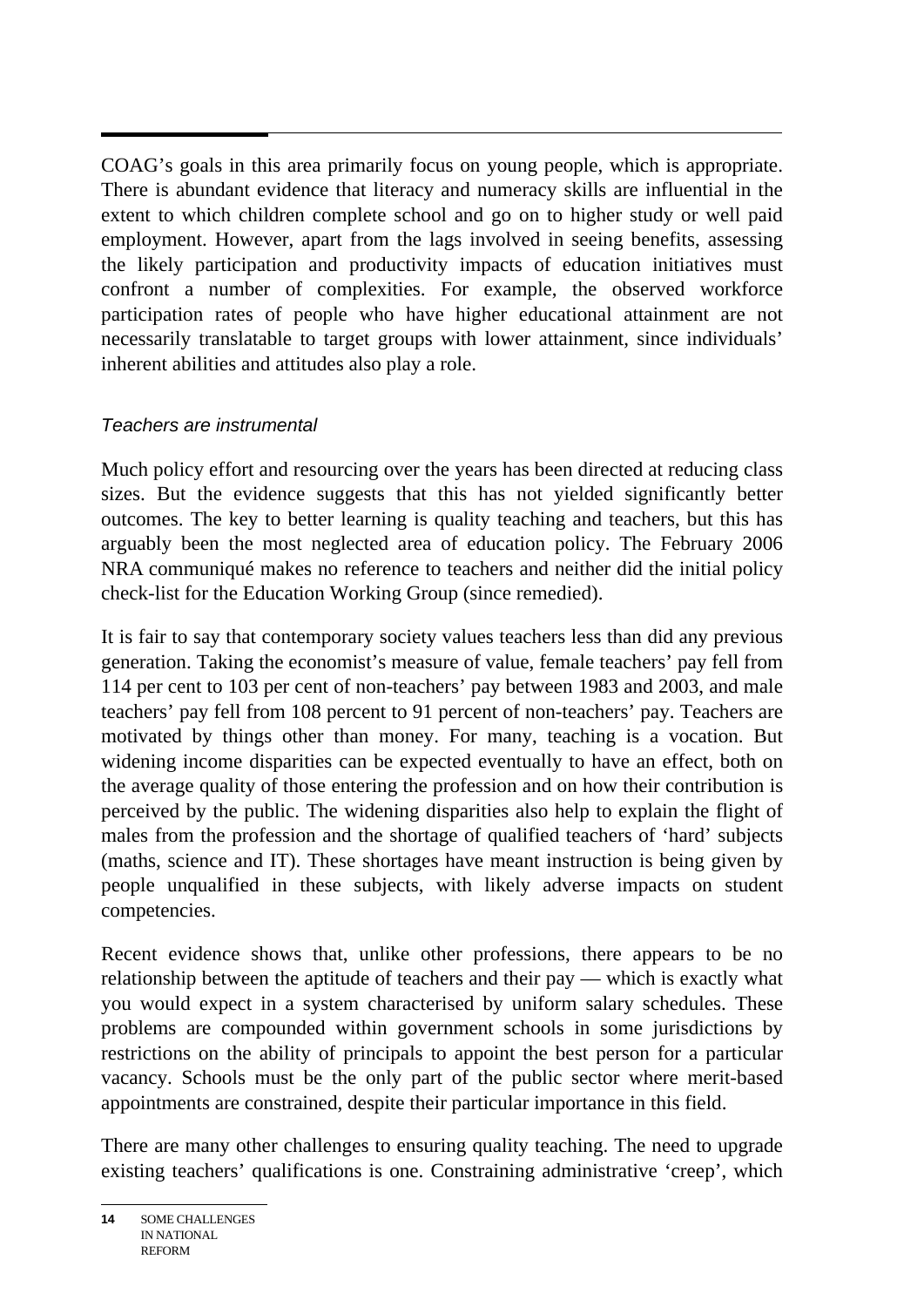COAG's goals in this area primarily focus on young people, which is appropriate. There is abundant evidence that literacy and numeracy skills are influential in the extent to which children complete school and go on to higher study or well paid employment. However, apart from the lags involved in seeing benefits, assessing the likely participation and productivity impacts of education initiatives must confront a number of complexities. For example, the observed workforce participation rates of people who have higher educational attainment are not necessarily translatable to target groups with lower attainment, since individuals' inherent abilities and attitudes also play a role.

*Teachers are instrumental*

Much policy effort and resourcing over the years has been directed at reducing class sizes. But the evidence suggests that this has not yielded significantly better outcomes. The key to better learning is quality teaching and teachers, but this has arguably been the most neglected area of education policy. The February 2006 NRA communiqué makes no reference to teachers and neither did the initial policy check-list for the Education Working Group (since remedied).

It is fair to say that contemporary society values teachers less than did any previous generation. Taking the economist's measure of value, female teachers' pay fell from 114 per cent to 103 per cent of non-teachers' pay between 1983 and 2003, and male teachers' pay fell from 108 percent to 91 percent of non-teachers' pay. Teachers are motivated by things other than money. For many, teaching is a vocation. But widening income disparities can be expected eventually to have an effect, both on the average quality of those entering the profession and on how their contribution is perceived by the public. The widening disparities also help to explain the flight of males from the profession and the shortage of qualified teachers of 'hard' subjects (maths, science and IT). These shortages have meant instruction is being given by people unqualified in these subjects, with likely adverse impacts on student competencies.

Recent evidence shows that, unlike other professions, there appears to be no relationship between the aptitude of teachers and their pay — which is exactly what you would expect in a system characterised by uniform salary schedules. These problems are compounded within government schools in some jurisdictions by restrictions on the ability of principals to appoint the best person for a particular vacancy. Schools must be the only part of the public sector where merit-based appointments are constrained, despite their particular importance in this field.

There are many other challenges to ensuring quality teaching. The need to upgrade existing teachers' qualifications is one. Constraining administrative 'creep', which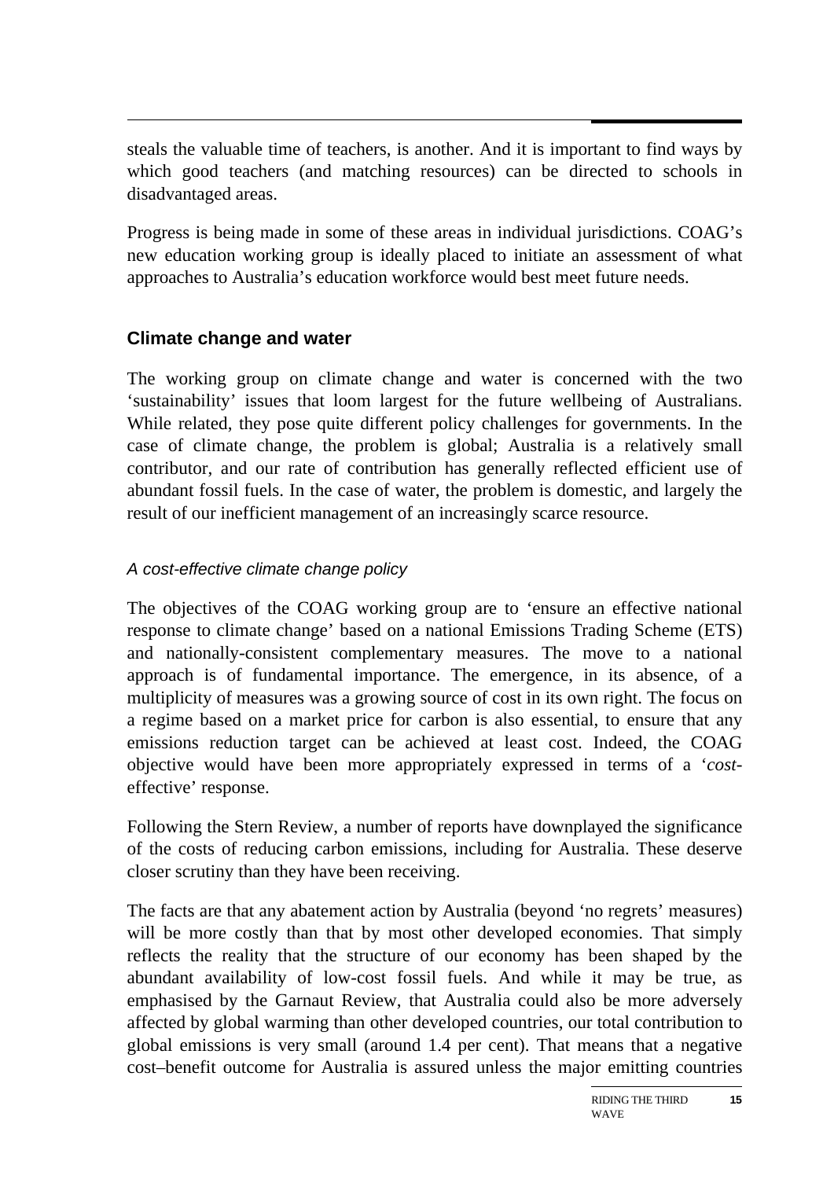steals the valuable time of teachers, is another. And it is important to find ways by which good teachers (and matching resources) can be directed to schools in disadvantaged areas.

Progress is being made in some of these areas in individual jurisdictions. COAG's new education working group is ideally placed to initiate an assessment of what approaches to Australia's education workforce would best meet future needs.

## Climate change and water

The working group on climate change and water is concerned with the two 'sustainability' issues that loom largest for the future wellbeing of Australians. While related, they pose quite different policy challenges for governments. In the case of climate change, the problem is global; Australia is a relatively small contributor, and our rate of contribution has generally reflected efficient use of abundant fossil fuels. In the case of water, the problem is domestic, and largely the result of our inefficient management of an increasingly scarce resource.

### *A cost-effective climate change policy*

The objectives of the COAG working group are to 'ensure an effective national response to climate change' based on a national Emissions Trading Scheme (ETS) and nationally-consistent complementary measures. The move to a national approach is of fundamental importance. The emergence, in its absence, of a multiplicity of measures was a growing source of cost in its own right. The focus on a regime based on a market price for carbon is also essential, to ensure that any emissions reduction target can be achieved at least cost. Indeed, the COAG objective would have been more appropriately expressed in terms of a '*cost*-effective' response.

Following the Stern Review, a number of reports have downplayed the significance of the costs of reducing carbon emissions, including for Australia. These deserve closer scrutiny than they have been receiving.

The facts are that any abatement action by Australia (beyond 'no regrets' measures) will be more costly than that by most other developed economies. That simply reflects the reality that the structure of our economy has been shaped by the abundant availability of low-cost fossil fuels. And while it may be true, as emphasised by the Garnaut Review, that Australia could also be more adversely affected by global warming than other developed countries, our total contribution to global emissions is very small (around 1.4 per cent). That means that a negative cost–benefit outcome for Australia is assured unless the major emitting countries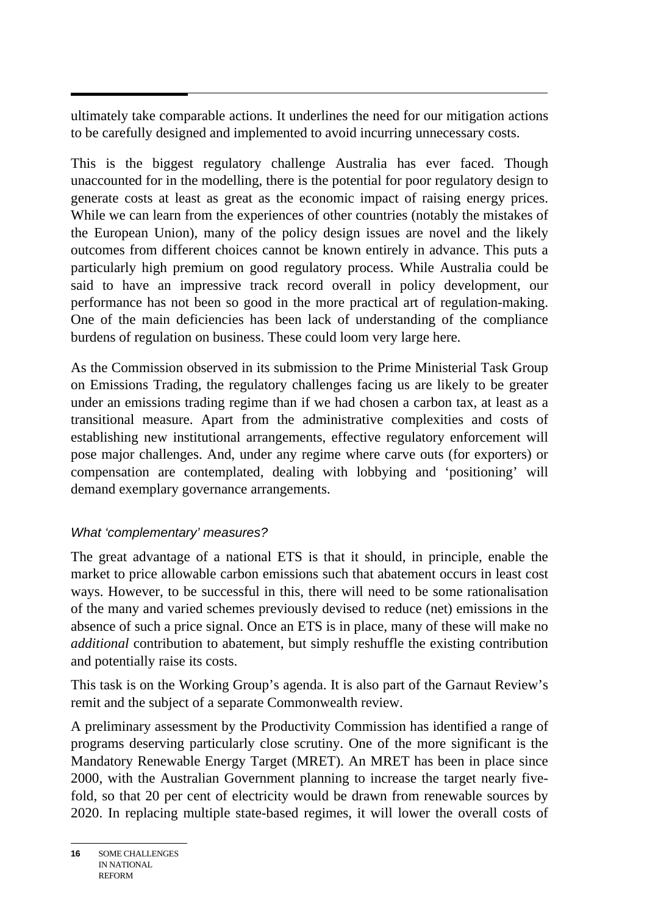ultimately take comparable actions. It underlines the need for our mitigation actions to be carefully designed and implemented to avoid incurring unnecessary costs.

This is the biggest regulatory challenge Australia has ever faced. Though unaccounted for in the modelling, there is the potential for poor regulatory design to generate costs at least as great as the economic impact of raising energy prices. While we can learn from the experiences of other countries (notably the mistakes of the European Union), many of the policy design issues are novel and the likely outcomes from different choices cannot be known entirely in advance. This puts a particularly high premium on good regulatory process. While Australia could be said to have an impressive track record overall in policy development, our performance has not been so good in the more practical art of regulation-making. One of the main deficiencies has been lack of understanding of the compliance burdens of regulation on business. These could loom very large here.

As the Commission observed in its submission to the Prime Ministerial Task Group on Emissions Trading, the regulatory challenges facing us are likely to be greater under an emissions trading regime than if we had chosen a carbon tax, at least as a transitional measure. Apart from the administrative complexities and costs of establishing new institutional arrangements, effective regulatory enforcement will pose major challenges. And, under any regime where carve outs (for exporters) or compensation are contemplated, dealing with lobbying and 'positioning' will demand exemplary governance arrangements.

### *What 'complementary' measures?*

The great advantage of a national ETS is that it should, in principle, enable the market to price allowable carbon emissions such that abatement occurs in least cost ways. However, to be successful in this, there will need to be some rationalisation of the many and varied schemes previously devised to reduce (net) emissions in the absence of such a price signal. Once an ETS is in place, many of these will make no *additional* contribution to abatement, but simply reshuffle the existing contribution and potentially raise its costs.

This task is on the Working Group's agenda. It is also part of the Garnaut Review's remit and the subject of a separate Commonwealth review.

A preliminary assessment by the Productivity Commission has identified a range of programs deserving particularly close scrutiny. One of the more significant is the Mandatory Renewable Energy Target (MRET). An MRET has been in place since 2000, with the Australian Government planning to increase the target nearly five-fold, so that 20 per cent of electricity would be drawn from renewable sources by 2020. In replacing multiple state-based regimes, it will lower the overall costs of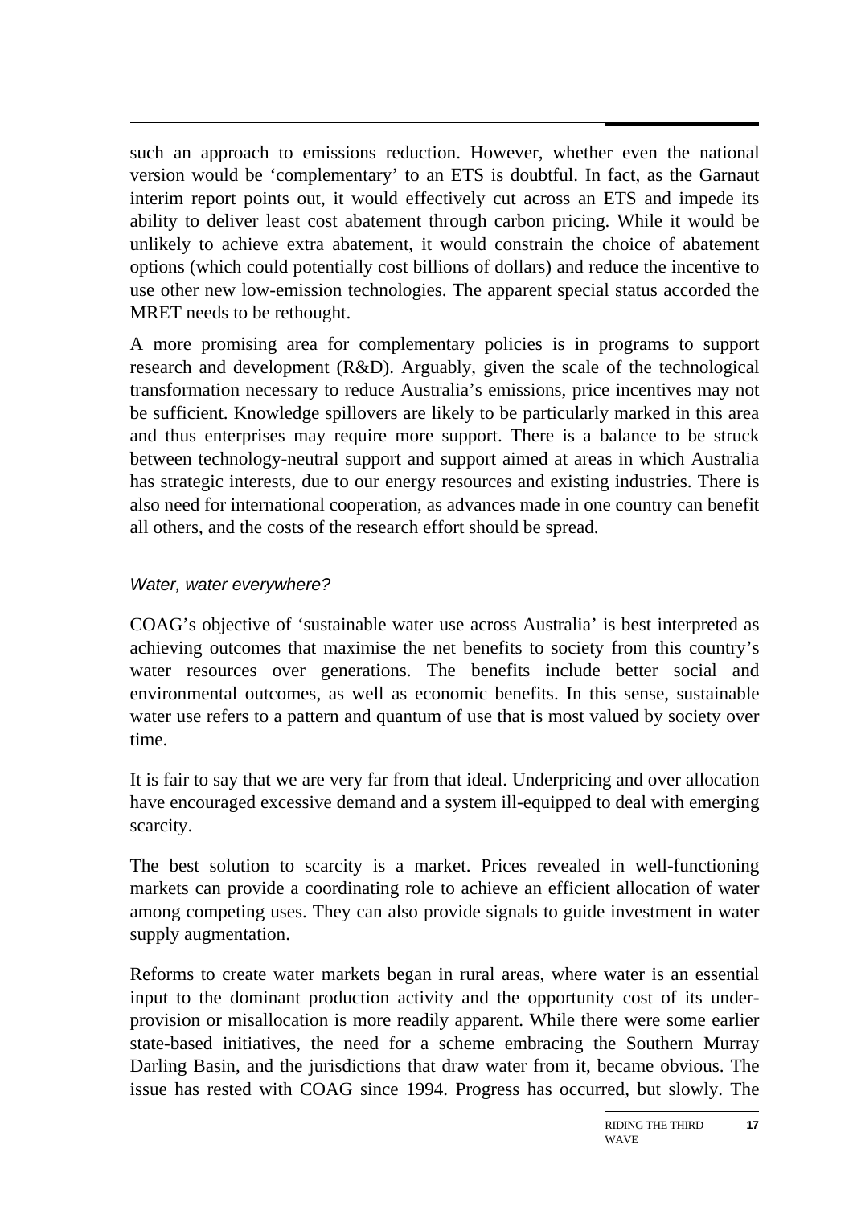such an approach to emissions reduction. However, whether even the national version would be 'complementary' to an ETS is doubtful. In fact, as the Garnaut interim report points out, it would effectively cut across an ETS and impede its ability to deliver least cost abatement through carbon pricing. While it would be unlikely to achieve extra abatement, it would constrain the choice of abatement options (which could potentially cost billions of dollars) and reduce the incentive to use other new low-emission technologies. The apparent special status accorded the MRET needs to be rethought.

A more promising area for complementary policies is in programs to support research and development (R&D). Arguably, given the scale of the technological transformation necessary to reduce Australia's emissions, price incentives may not be sufficient. Knowledge spillovers are likely to be particularly marked in this area and thus enterprises may require more support. There is a balance to be struck between technology-neutral support and support aimed at areas in which Australia has strategic interests, due to our energy resources and existing industries. There is also need for international cooperation, as advances made in one country can benefit all others, and the costs of the research effort should be spread.

### *Water, water everywhere?*

COAG's objective of 'sustainable water use across Australia' is best interpreted as achieving outcomes that maximise the net benefits to society from this country's water resources over generations. The benefits include better social and environmental outcomes, as well as economic benefits. In this sense, sustainable water use refers to a pattern and quantum of use that is most valued by society over time.

It is fair to say that we are very far from that ideal. Underpricing and over allocation have encouraged excessive demand and a system ill-equipped to deal with emerging scarcity.

The best solution to scarcity is a market. Prices revealed in well-functioning markets can provide a coordinating role to achieve an efficient allocation of water among competing uses. They can also provide signals to guide investment in water supply augmentation.

Reforms to create water markets began in rural areas, where water is an essential input to the dominant production activity and the opportunity cost of its under-provision or misallocation is more readily apparent. While there were some earlier state-based initiatives, the need for a scheme embracing the Southern Murray Darling Basin, and the jurisdictions that draw water from it, became obvious. The issue has rested with COAG since 1994. Progress has occurred, but slowly. The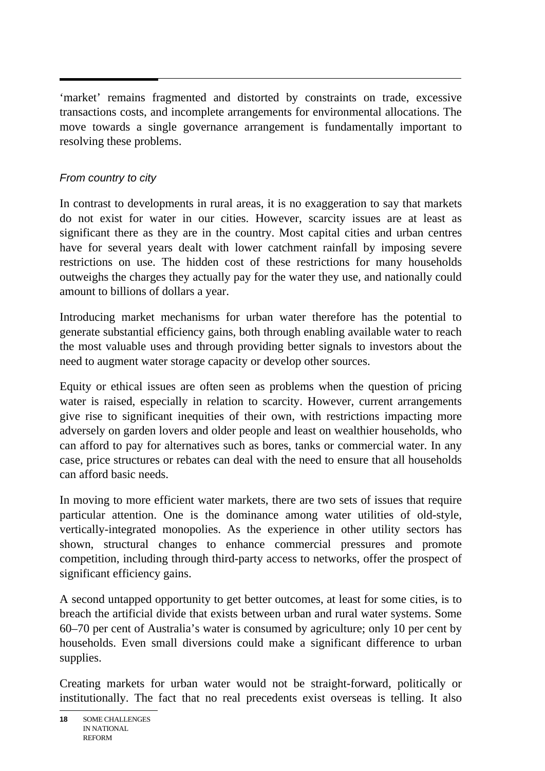'market' remains fragmented and distorted by constraints on trade, excessive transactions costs, and incomplete arrangements for environmental allocations. The move towards a single governance arrangement is fundamentally important to resolving these problems.

### *From country to city*

In contrast to developments in rural areas, it is no exaggeration to say that markets do not exist for water in our cities. However, scarcity issues are at least as significant there as they are in the country. Most capital cities and urban centres have for several years dealt with lower catchment rainfall by imposing severe restrictions on use. The hidden cost of these restrictions for many households outweighs the charges they actually pay for the water they use, and nationally could amount to billions of dollars a year.

Introducing market mechanisms for urban water therefore has the potential to generate substantial efficiency gains, both through enabling available water to reach the most valuable uses and through providing better signals to investors about the need to augment water storage capacity or develop other sources.

Equity or ethical issues are often seen as problems when the question of pricing water is raised, especially in relation to scarcity. However, current arrangements give rise to significant inequities of their own, with restrictions impacting more adversely on garden lovers and older people and least on wealthier households, who can afford to pay for alternatives such as bores, tanks or commercial water. In any case, price structures or rebates can deal with the need to ensure that all households can afford basic needs.

In moving to more efficient water markets, there are two sets of issues that require particular attention. One is the dominance among water utilities of old-style, vertically-integrated monopolies. As the experience in other utility sectors has shown, structural changes to enhance commercial pressures and promote competition, including through third-party access to networks, offer the prospect of significant efficiency gains.

A second untapped opportunity to get better outcomes, at least for some cities, is to breach the artificial divide that exists between urban and rural water systems. Some 60–70 per cent of Australia's water is consumed by agriculture; only 10 per cent by households. Even small diversions could make a significant difference to urban supplies.

Creating markets for urban water would not be straight-forward, politically or institutionally. The fact that no real precedents exist overseas is telling. It also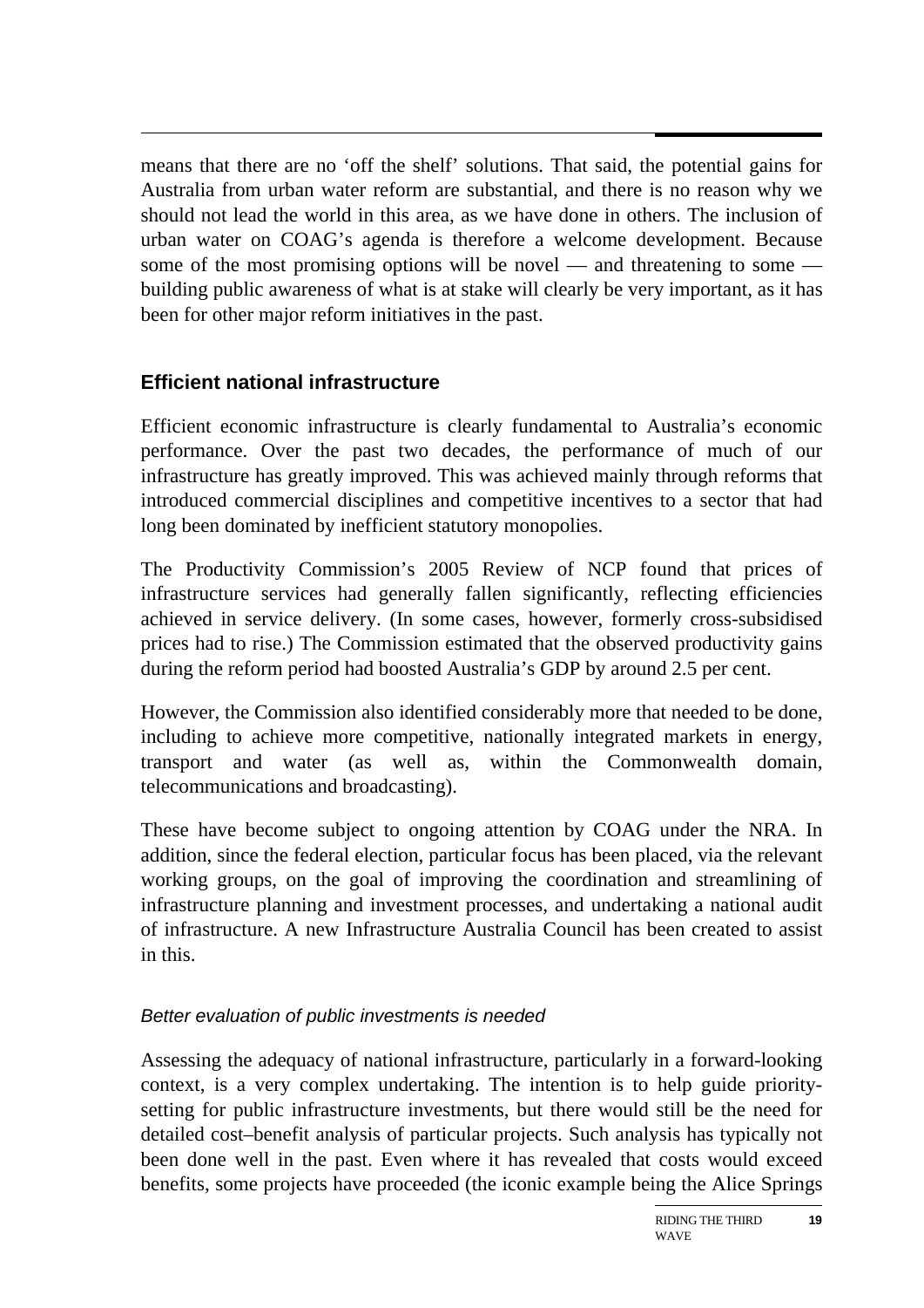means that there are no 'off the shelf' solutions. That said, the potential gains for Australia from urban water reform are substantial, and there is no reason why we should not lead the world in this area, as we have done in others. The inclusion of urban water on COAG's agenda is therefore a welcome development. Because some of the most promising options will be novel — and threatening to some — building public awareness of what is at stake will clearly be very important, as it has been for other major reform initiatives in the past.

## Efficient national infrastructure

Efficient economic infrastructure is clearly fundamental to Australia's economic performance. Over the past two decades, the performance of much of our infrastructure has greatly improved. This was achieved mainly through reforms that introduced commercial disciplines and competitive incentives to a sector that had long been dominated by inefficient statutory monopolies.

The Productivity Commission's 2005 Review of NCP found that prices of infrastructure services had generally fallen significantly, reflecting efficiencies achieved in service delivery. (In some cases, however, formerly cross-subsidised prices had to rise.) The Commission estimated that the observed productivity gains during the reform period had boosted Australia's GDP by around 2.5 per cent.

However, the Commission also identified considerably more that needed to be done, including to achieve more competitive, nationally integrated markets in energy, transport and water (as well as, within the Commonwealth domain, telecommunications and broadcasting).

These have become subject to ongoing attention by COAG under the NRA. In addition, since the federal election, particular focus has been placed, via the relevant working groups, on the goal of improving the coordination and streamlining of infrastructure planning and investment processes, and undertaking a national audit of infrastructure. A new Infrastructure Australia Council has been created to assist in this.

### *Better evaluation of public investments is needed*

Assessing the adequacy of national infrastructure, particularly in a forward-looking context, is a very complex undertaking. The intention is to help guide priority-setting for public infrastructure investments, but there would still be the need for detailed cost–benefit analysis of particular projects. Such analysis has typically not been done well in the past. Even where it has revealed that costs would exceed benefits, some projects have proceeded (the iconic example being the Alice Springs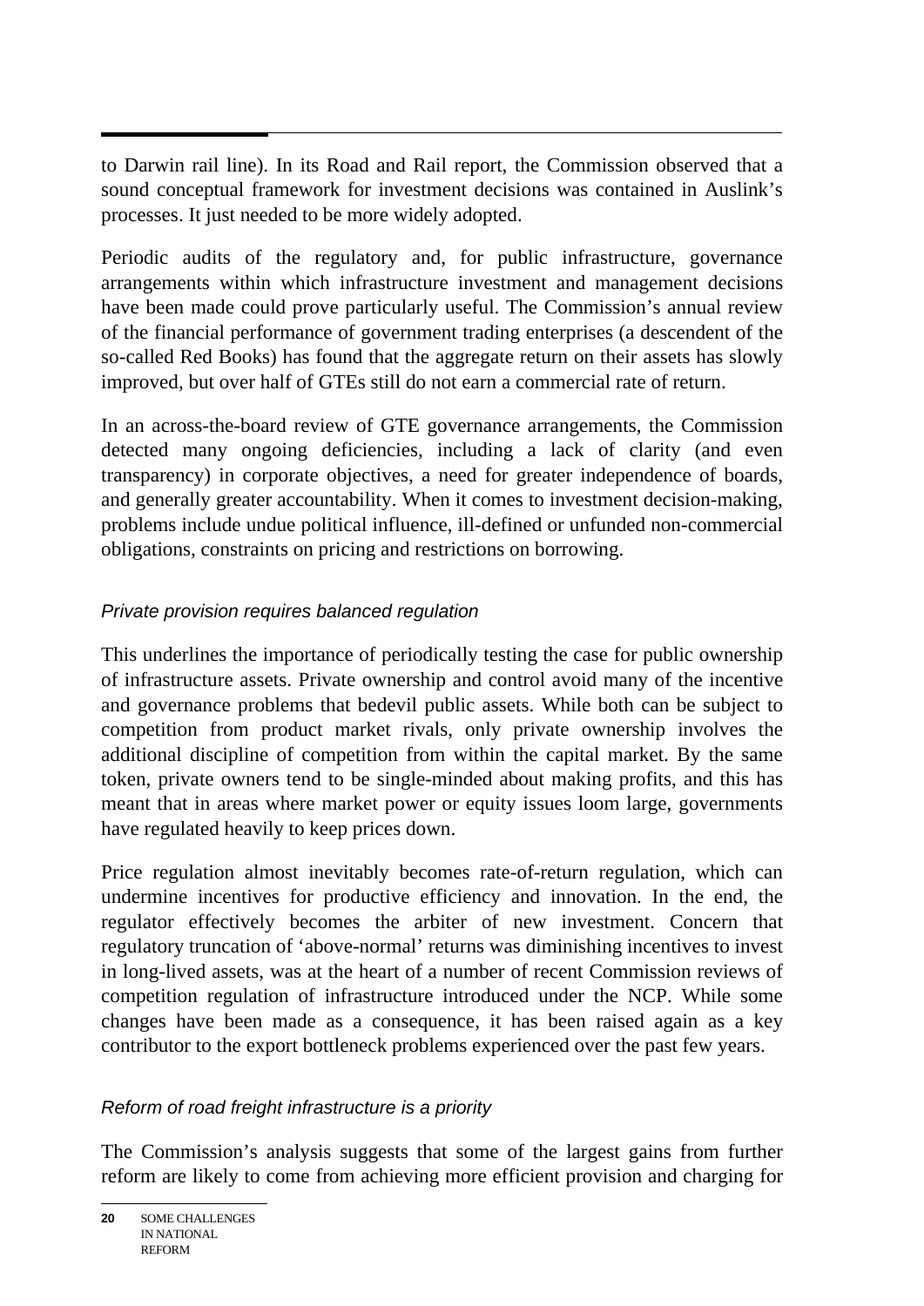to Darwin rail line). In its Road and Rail report, the Commission observed that a sound conceptual framework for investment decisions was contained in Auslink's processes. It just needed to be more widely adopted.

Periodic audits of the regulatory and, for public infrastructure, governance arrangements within which infrastructure investment and management decisions have been made could prove particularly useful. The Commission's annual review of the financial performance of government trading enterprises (a descendent of the so-called Red Books) has found that the aggregate return on their assets has slowly improved, but over half of GTEs still do not earn a commercial rate of return.

In an across-the-board review of GTE governance arrangements, the Commission detected many ongoing deficiencies, including a lack of clarity (and even transparency) in corporate objectives, a need for greater independence of boards, and generally greater accountability. When it comes to investment decision-making, problems include undue political influence, ill-defined or unfunded non-commercial obligations, constraints on pricing and restrictions on borrowing.

### *Private provision requires balanced regulation*

This underlines the importance of periodically testing the case for public ownership of infrastructure assets. Private ownership and control avoid many of the incentive and governance problems that bedevil public assets. While both can be subject to competition from product market rivals, only private ownership involves the additional discipline of competition from within the capital market. By the same token, private owners tend to be single-minded about making profits, and this has meant that in areas where market power or equity issues loom large, governments have regulated heavily to keep prices down.

Price regulation almost inevitably becomes rate-of-return regulation, which can undermine incentives for productive efficiency and innovation. In the end, the regulator effectively becomes the arbiter of new investment. Concern that regulatory truncation of 'above-normal' returns was diminishing incentives to invest in long-lived assets, was at the heart of a number of recent Commission reviews of competition regulation of infrastructure introduced under the NCP. While some changes have been made as a consequence, it has been raised again as a key contributor to the export bottleneck problems experienced over the past few years.

### *Reform of road freight infrastructure is a priority*

The Commission's analysis suggests that some of the largest gains from further reform are likely to come from achieving more efficient provision and charging for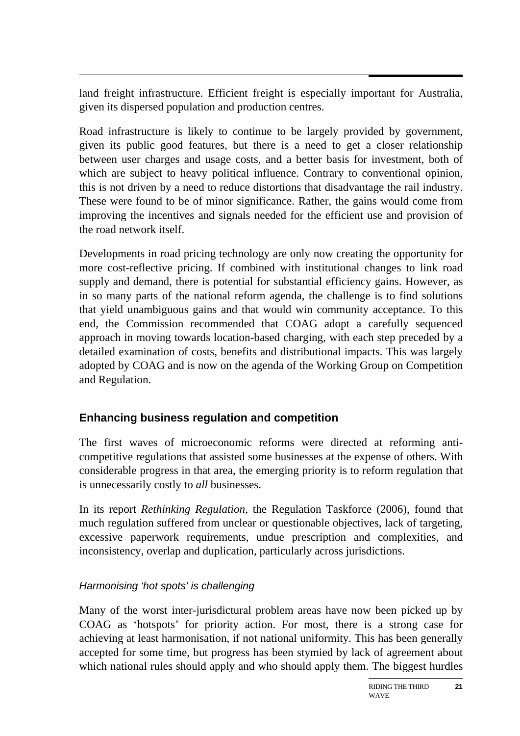land freight infrastructure. Efficient freight is especially important for Australia, given its dispersed population and production centres.

Road infrastructure is likely to continue to be largely provided by government, given its public good features, but there is a need to get a closer relationship between user charges and usage costs, and a better basis for investment, both of which are subject to heavy political influence. Contrary to conventional opinion, this is not driven by a need to reduce distortions that disadvantage the rail industry. These were found to be of minor significance. Rather, the gains would come from improving the incentives and signals needed for the efficient use and provision of the road network itself.

Developments in road pricing technology are only now creating the opportunity for more cost-reflective pricing. If combined with institutional changes to link road supply and demand, there is potential for substantial efficiency gains. However, as in so many parts of the national reform agenda, the challenge is to find solutions that yield unambiguous gains and that would win community acceptance. To this end, the Commission recommended that COAG adopt a carefully sequenced approach in moving towards location-based charging, with each step preceded by a detailed examination of costs, benefits and distributional impacts. This was largely adopted by COAG and is now on the agenda of the Working Group on Competition and Regulation.

## Enhancing business regulation and competition

The first waves of microeconomic reforms were directed at reforming anti-competitive regulations that assisted some businesses at the expense of others. With considerable progress in that area, the emerging priority is to reform regulation that is unnecessarily costly to *all* businesses.

In its report *Rethinking Regulation,* the Regulation Taskforce (2006), found that much regulation suffered from unclear or questionable objectives, lack of targeting, excessive paperwork requirements, undue prescription and complexities, and inconsistency, overlap and duplication, particularly across jurisdictions.

### *Harmonising 'hot spots' is challenging*

Many of the worst inter-jurisdictural problem areas have now been picked up by COAG as 'hotspots' for priority action. For most, there is a strong case for achieving at least harmonisation, if not national uniformity. This has been generally accepted for some time, but progress has been stymied by lack of agreement about which national rules should apply and who should apply them. The biggest hurdles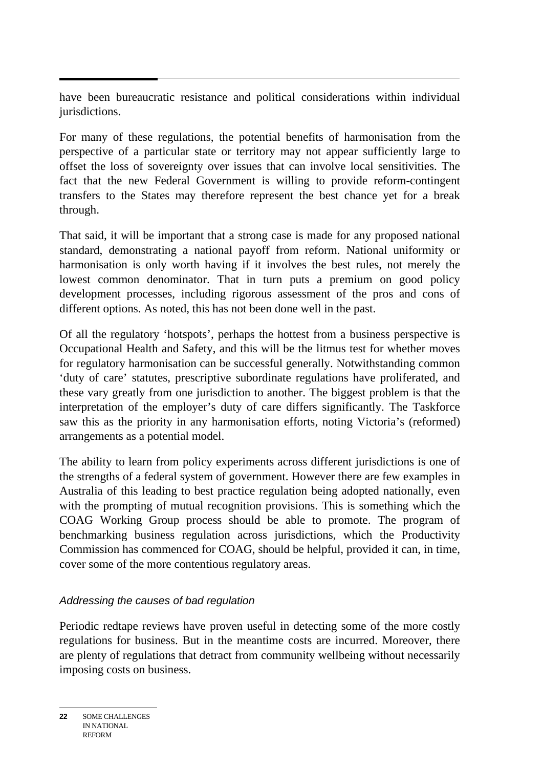have been bureaucratic resistance and political considerations within individual jurisdictions.

For many of these regulations, the potential benefits of harmonisation from the perspective of a particular state or territory may not appear sufficiently large to offset the loss of sovereignty over issues that can involve local sensitivities. The fact that the new Federal Government is willing to provide reform-contingent transfers to the States may therefore represent the best chance yet for a break through.

That said, it will be important that a strong case is made for any proposed national standard, demonstrating a national payoff from reform. National uniformity or harmonisation is only worth having if it involves the best rules, not merely the lowest common denominator. That in turn puts a premium on good policy development processes, including rigorous assessment of the pros and cons of different options. As noted, this has not been done well in the past.

Of all the regulatory 'hotspots', perhaps the hottest from a business perspective is Occupational Health and Safety, and this will be the litmus test for whether moves for regulatory harmonisation can be successful generally. Notwithstanding common 'duty of care' statutes, prescriptive subordinate regulations have proliferated, and these vary greatly from one jurisdiction to another. The biggest problem is that the interpretation of the employer's duty of care differs significantly. The Taskforce saw this as the priority in any harmonisation efforts, noting Victoria's (reformed) arrangements as a potential model.

The ability to learn from policy experiments across different jurisdictions is one of the strengths of a federal system of government. However there are few examples in Australia of this leading to best practice regulation being adopted nationally, even with the prompting of mutual recognition provisions. This is something which the COAG Working Group process should be able to promote. The program of benchmarking business regulation across jurisdictions, which the Productivity Commission has commenced for COAG, should be helpful, provided it can, in time, cover some of the more contentious regulatory areas.

### *Addressing the causes of bad regulation*

Periodic redtape reviews have proven useful in detecting some of the more costly regulations for business. But in the meantime costs are incurred. Moreover, there are plenty of regulations that detract from community wellbeing without necessarily imposing costs on business.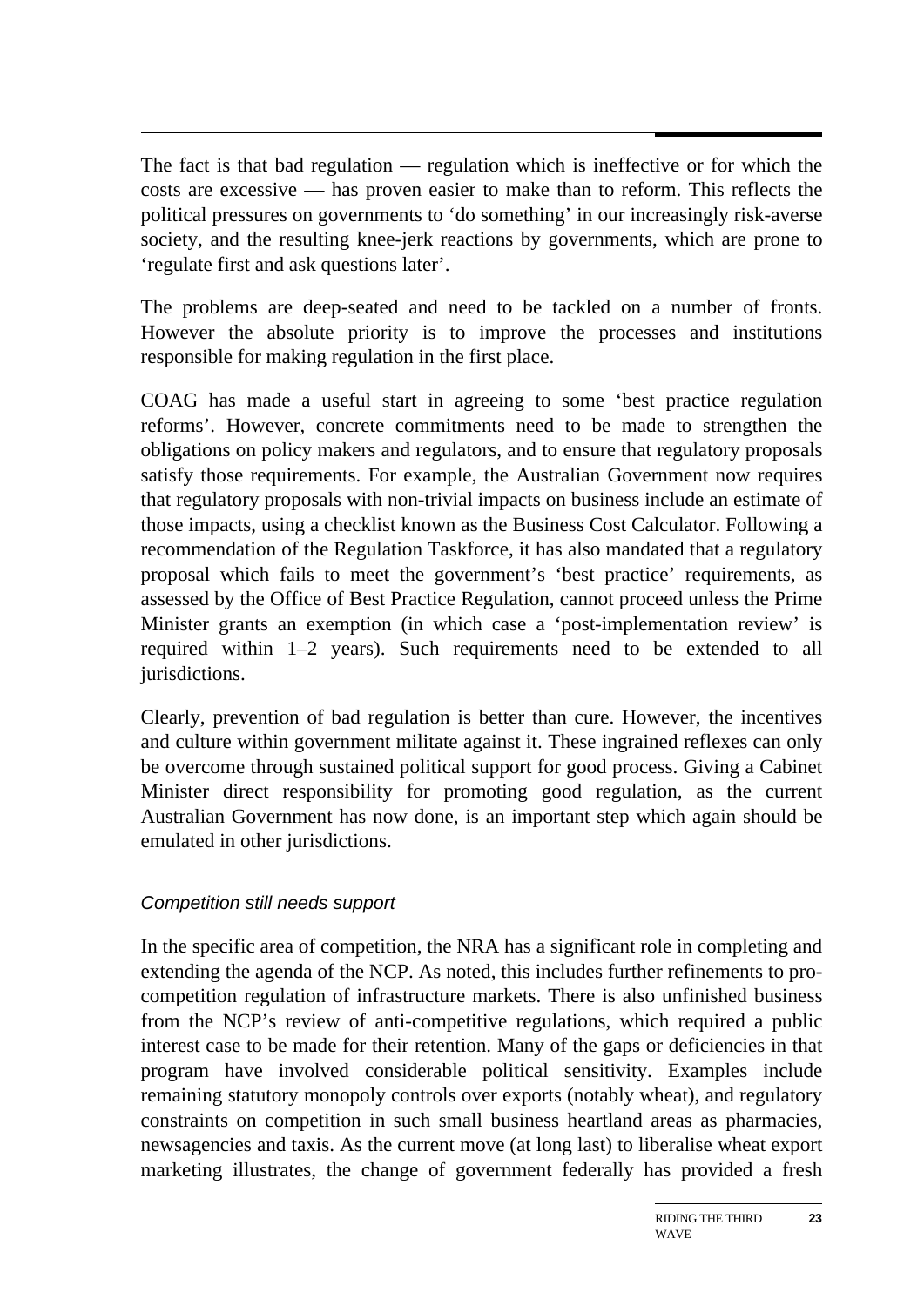The fact is that bad regulation — regulation which is ineffective or for which the costs are excessive — has proven easier to make than to reform. This reflects the political pressures on governments to 'do something' in our increasingly risk-averse society, and the resulting knee-jerk reactions by governments, which are prone to 'regulate first and ask questions later'.

The problems are deep-seated and need to be tackled on a number of fronts. However the absolute priority is to improve the processes and institutions responsible for making regulation in the first place.

COAG has made a useful start in agreeing to some 'best practice regulation reforms'. However, concrete commitments need to be made to strengthen the obligations on policy makers and regulators, and to ensure that regulatory proposals satisfy those requirements. For example, the Australian Government now requires that regulatory proposals with non-trivial impacts on business include an estimate of those impacts, using a checklist known as the Business Cost Calculator. Following a recommendation of the Regulation Taskforce, it has also mandated that a regulatory proposal which fails to meet the government's 'best practice' requirements, as assessed by the Office of Best Practice Regulation, cannot proceed unless the Prime Minister grants an exemption (in which case a 'post-implementation review' is required within 1–2 years). Such requirements need to be extended to all jurisdictions.

Clearly, prevention of bad regulation is better than cure. However, the incentives and culture within government militate against it. These ingrained reflexes can only be overcome through sustained political support for good process. Giving a Cabinet Minister direct responsibility for promoting good regulation, as the current Australian Government has now done, is an important step which again should be emulated in other jurisdictions.

### *Competition still needs support*

In the specific area of competition, the NRA has a significant role in completing and extending the agenda of the NCP. As noted, this includes further refinements to pro-competition regulation of infrastructure markets. There is also unfinished business from the NCP's review of anti-competitive regulations, which required a public interest case to be made for their retention. Many of the gaps or deficiencies in that program have involved considerable political sensitivity. Examples include remaining statutory monopoly controls over exports (notably wheat), and regulatory constraints on competition in such small business heartland areas as pharmacies, newsagencies and taxis. As the current move (at long last) to liberalise wheat export marketing illustrates, the change of government federally has provided a fresh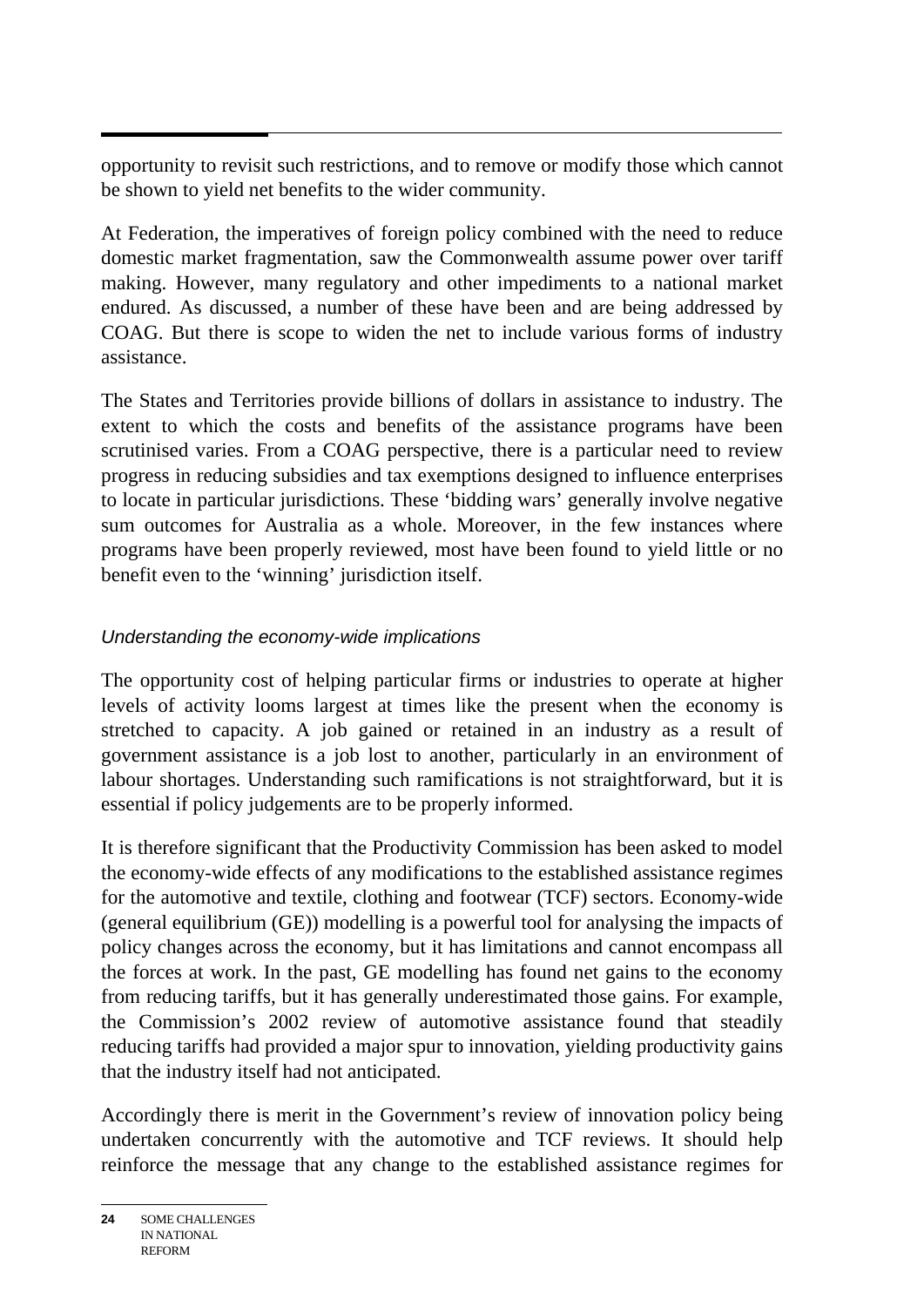opportunity to revisit such restrictions, and to remove or modify those which cannot be shown to yield net benefits to the wider community.

At Federation, the imperatives of foreign policy combined with the need to reduce domestic market fragmentation, saw the Commonwealth assume power over tariff making. However, many regulatory and other impediments to a national market endured. As discussed, a number of these have been and are being addressed by COAG. But there is scope to widen the net to include various forms of industry assistance.

The States and Territories provide billions of dollars in assistance to industry. The extent to which the costs and benefits of the assistance programs have been scrutinised varies. From a COAG perspective, there is a particular need to review progress in reducing subsidies and tax exemptions designed to influence enterprises to locate in particular jurisdictions. These 'bidding wars' generally involve negative sum outcomes for Australia as a whole. Moreover, in the few instances where programs have been properly reviewed, most have been found to yield little or no benefit even to the 'winning' jurisdiction itself.

### *Understanding the economy-wide implications*

The opportunity cost of helping particular firms or industries to operate at higher levels of activity looms largest at times like the present when the economy is stretched to capacity. A job gained or retained in an industry as a result of government assistance is a job lost to another, particularly in an environment of labour shortages. Understanding such ramifications is not straightforward, but it is essential if policy judgements are to be properly informed.

It is therefore significant that the Productivity Commission has been asked to model the economy-wide effects of any modifications to the established assistance regimes for the automotive and textile, clothing and footwear (TCF) sectors. Economy-wide (general equilibrium (GE)) modelling is a powerful tool for analysing the impacts of policy changes across the economy, but it has limitations and cannot encompass all the forces at work. In the past, GE modelling has found net gains to the economy from reducing tariffs, but it has generally underestimated those gains. For example, the Commission's 2002 review of automotive assistance found that steadily reducing tariffs had provided a major spur to innovation, yielding productivity gains that the industry itself had not anticipated.

Accordingly there is merit in the Government's review of innovation policy being undertaken concurrently with the automotive and TCF reviews. It should help reinforce the message that any change to the established assistance regimes for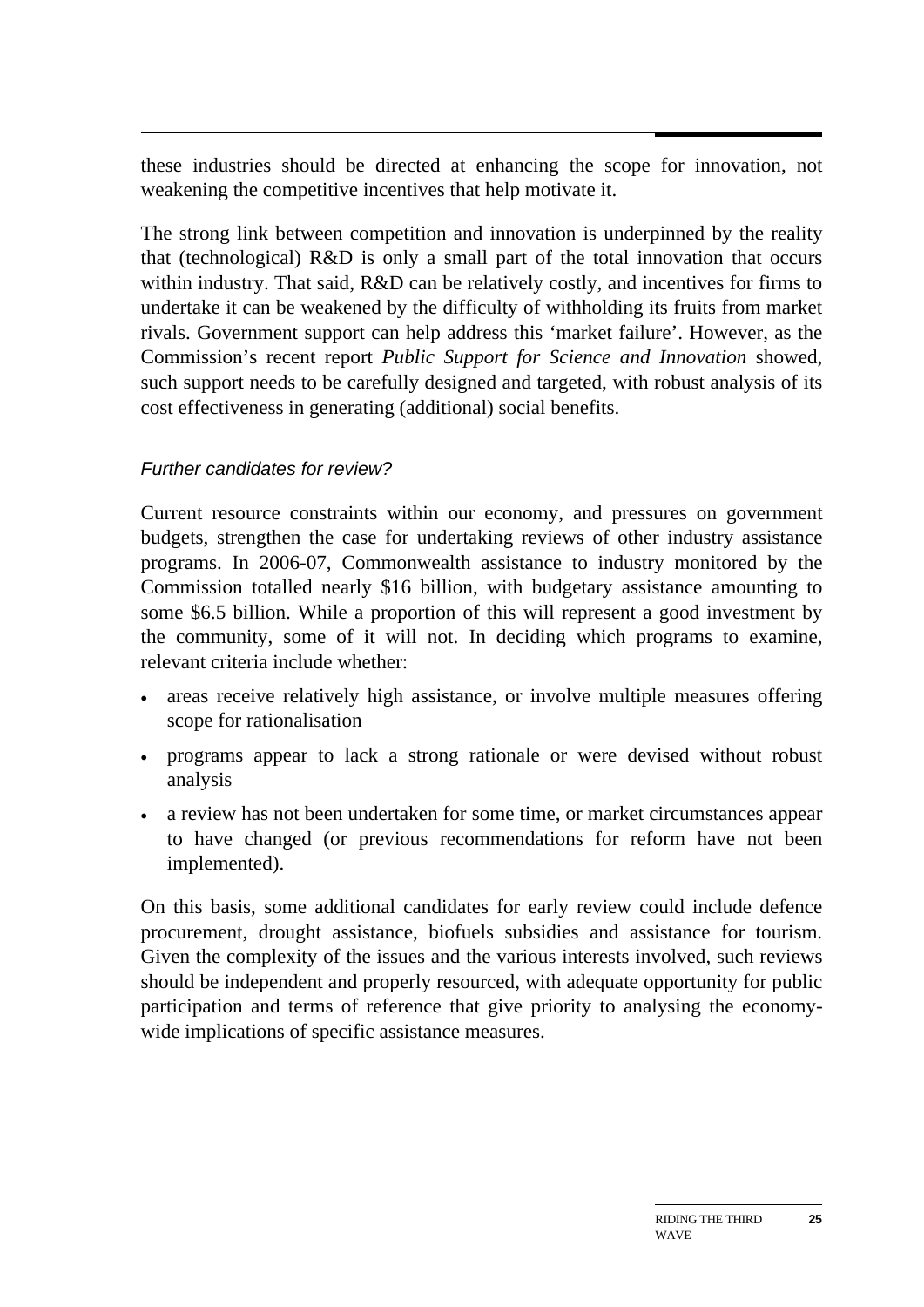these industries should be directed at enhancing the scope for innovation, not weakening the competitive incentives that help motivate it.

The strong link between competition and innovation is underpinned by the reality that (technological) R&D is only a small part of the total innovation that occurs within industry. That said, R&D can be relatively costly, and incentives for firms to undertake it can be weakened by the difficulty of withholding its fruits from market rivals. Government support can help address this 'market failure'. However, as the Commission's recent report *Public Support for Science and Innovation* showed, such support needs to be carefully designed and targeted, with robust analysis of its cost effectiveness in generating (additional) social benefits.

### *Further candidates for review?*

Current resource constraints within our economy, and pressures on government budgets, strengthen the case for undertaking reviews of other industry assistance programs. In 2006-07, Commonwealth assistance to industry monitored by the Commission totalled nearly $16 billion, with budgetary assistance amounting to some $6.5 billion. While a proportion of this will represent a good investment by the community, some of it will not. In deciding which programs to examine, relevant criteria include whether:

- areas receive relatively high assistance, or involve multiple measures offering scope for rationalisation
- programs appear to lack a strong rationale or were devised without robust analysis
- a review has not been undertaken for some time, or market circumstances appear to have changed (or previous recommendations for reform have not been implemented).

On this basis, some additional candidates for early review could include defence procurement, drought assistance, biofuels subsidies and assistance for tourism. Given the complexity of the issues and the various interests involved, such reviews should be independent and properly resourced, with adequate opportunity for public participation and terms of reference that give priority to analysing the economy-wide implications of specific assistance measures.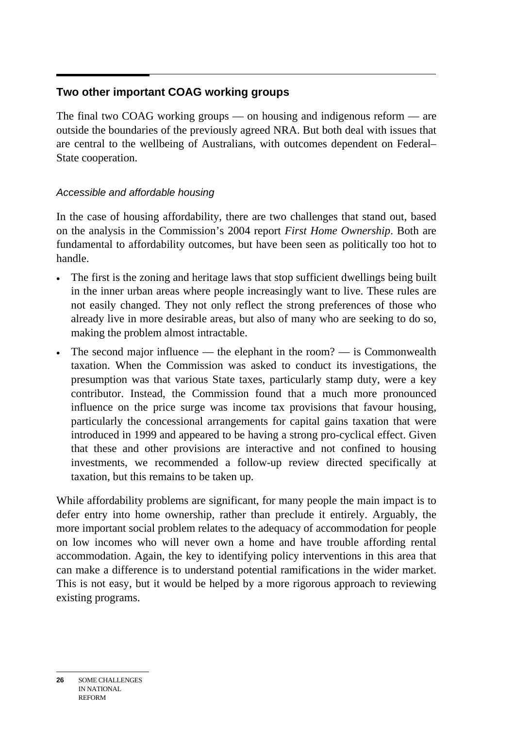## Two other important COAG working groups

The final two COAG working groups — on housing and indigenous reform — are outside the boundaries of the previously agreed NRA. But both deal with issues that are central to the wellbeing of Australians, with outcomes dependent on Federal–State cooperation.

### *Accessible and affordable housing*

In the case of housing affordability, there are two challenges that stand out, based on the analysis in the Commission's 2004 report *First Home Ownership*. Both are fundamental to affordability outcomes, but have been seen as politically too hot to handle.

- The first is the zoning and heritage laws that stop sufficient dwellings being built in the inner urban areas where people increasingly want to live. These rules are not easily changed. They not only reflect the strong preferences of those who already live in more desirable areas, but also of many who are seeking to do so, making the problem almost intractable.
- The second major influence — the elephant in the room? — is Commonwealth taxation. When the Commission was asked to conduct its investigations, the presumption was that various State taxes, particularly stamp duty, were a key contributor. Instead, the Commission found that a much more pronounced influence on the price surge was income tax provisions that favour housing, particularly the concessional arrangements for capital gains taxation that were introduced in 1999 and appeared to be having a strong pro-cyclical effect. Given that these and other provisions are interactive and not confined to housing investments, we recommended a follow-up review directed specifically at taxation, but this remains to be taken up.

While affordability problems are significant, for many people the main impact is to defer entry into home ownership, rather than preclude it entirely. Arguably, the more important social problem relates to the adequacy of accommodation for people on low incomes who will never own a home and have trouble affording rental accommodation. Again, the key to identifying policy interventions in this area that can make a difference is to understand potential ramifications in the wider market. This is not easy, but it would be helped by a more rigorous approach to reviewing existing programs.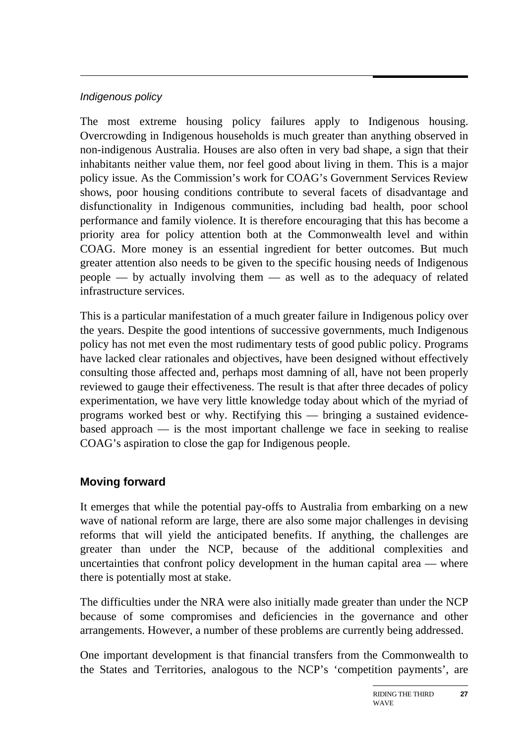*Indigenous policy*

The most extreme housing policy failures apply to Indigenous housing. Overcrowding in Indigenous households is much greater than anything observed in non-indigenous Australia. Houses are also often in very bad shape, a sign that their inhabitants neither value them, nor feel good about living in them. This is a major policy issue. As the Commission's work for COAG's Government Services Review shows, poor housing conditions contribute to several facets of disadvantage and disfunctionality in Indigenous communities, including bad health, poor school performance and family violence. It is therefore encouraging that this has become a priority area for policy attention both at the Commonwealth level and within COAG. More money is an essential ingredient for better outcomes. But much greater attention also needs to be given to the specific housing needs of Indigenous people — by actually involving them — as well as to the adequacy of related infrastructure services.

This is a particular manifestation of a much greater failure in Indigenous policy over the years. Despite the good intentions of successive governments, much Indigenous policy has not met even the most rudimentary tests of good public policy. Programs have lacked clear rationales and objectives, have been designed without effectively consulting those affected and, perhaps most damning of all, have not been properly reviewed to gauge their effectiveness. The result is that after three decades of policy experimentation, we have very little knowledge today about which of the myriad of programs worked best or why. Rectifying this — bringing a sustained evidence-based approach — is the most important challenge we face in seeking to realise COAG's aspiration to close the gap for Indigenous people.

## Moving forward

It emerges that while the potential pay-offs to Australia from embarking on a new wave of national reform are large, there are also some major challenges in devising reforms that will yield the anticipated benefits. If anything, the challenges are greater than under the NCP, because of the additional complexities and uncertainties that confront policy development in the human capital area — where there is potentially most at stake.

The difficulties under the NRA were also initially made greater than under the NCP because of some compromises and deficiencies in the governance and other arrangements. However, a number of these problems are currently being addressed.

One important development is that financial transfers from the Commonwealth to the States and Territories, analogous to the NCP's 'competition payments', are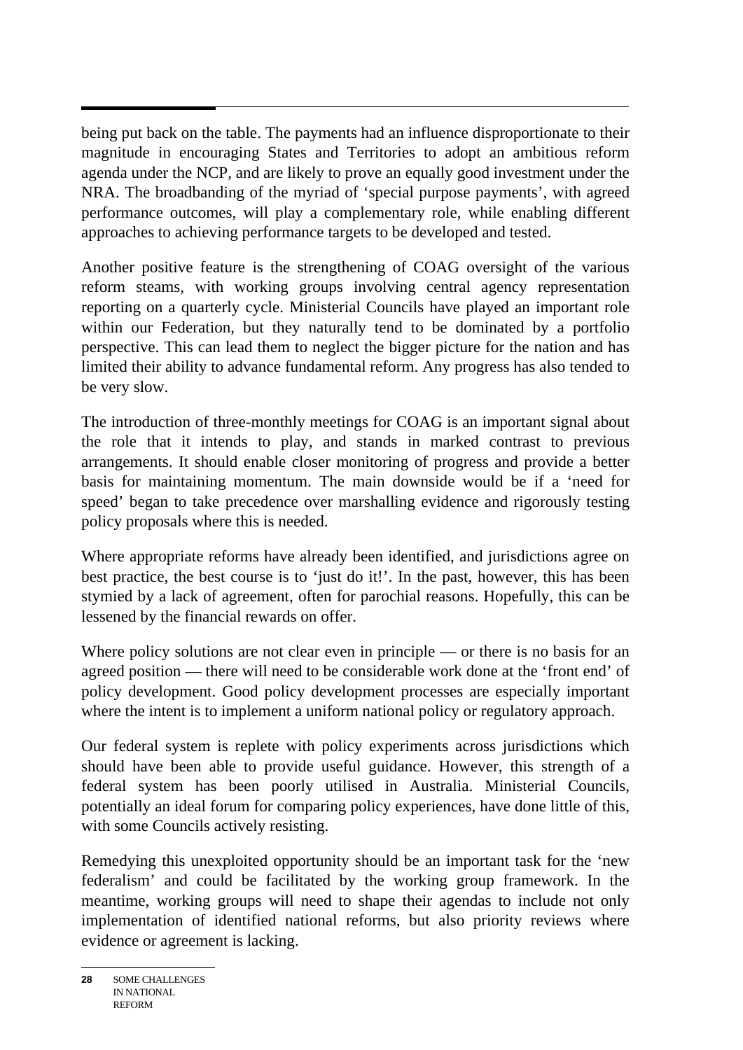being put back on the table. The payments had an influence disproportionate to their magnitude in encouraging States and Territories to adopt an ambitious reform agenda under the NCP, and are likely to prove an equally good investment under the NRA. The broadbanding of the myriad of 'special purpose payments', with agreed performance outcomes, will play a complementary role, while enabling different approaches to achieving performance targets to be developed and tested.

Another positive feature is the strengthening of COAG oversight of the various reform steams, with working groups involving central agency representation reporting on a quarterly cycle. Ministerial Councils have played an important role within our Federation, but they naturally tend to be dominated by a portfolio perspective. This can lead them to neglect the bigger picture for the nation and has limited their ability to advance fundamental reform. Any progress has also tended to be very slow.

The introduction of three-monthly meetings for COAG is an important signal about the role that it intends to play, and stands in marked contrast to previous arrangements. It should enable closer monitoring of progress and provide a better basis for maintaining momentum. The main downside would be if a 'need for speed' began to take precedence over marshalling evidence and rigorously testing policy proposals where this is needed.

Where appropriate reforms have already been identified, and jurisdictions agree on best practice, the best course is to 'just do it!'. In the past, however, this has been stymied by a lack of agreement, often for parochial reasons. Hopefully, this can be lessened by the financial rewards on offer.

Where policy solutions are not clear even in principle — or there is no basis for an agreed position — there will need to be considerable work done at the 'front end' of policy development. Good policy development processes are especially important where the intent is to implement a uniform national policy or regulatory approach.

Our federal system is replete with policy experiments across jurisdictions which should have been able to provide useful guidance. However, this strength of a federal system has been poorly utilised in Australia. Ministerial Councils, potentially an ideal forum for comparing policy experiences, have done little of this, with some Councils actively resisting.

Remedying this unexploited opportunity should be an important task for the 'new federalism' and could be facilitated by the working group framework. In the meantime, working groups will need to shape their agendas to include not only implementation of identified national reforms, but also priority reviews where evidence or agreement is lacking.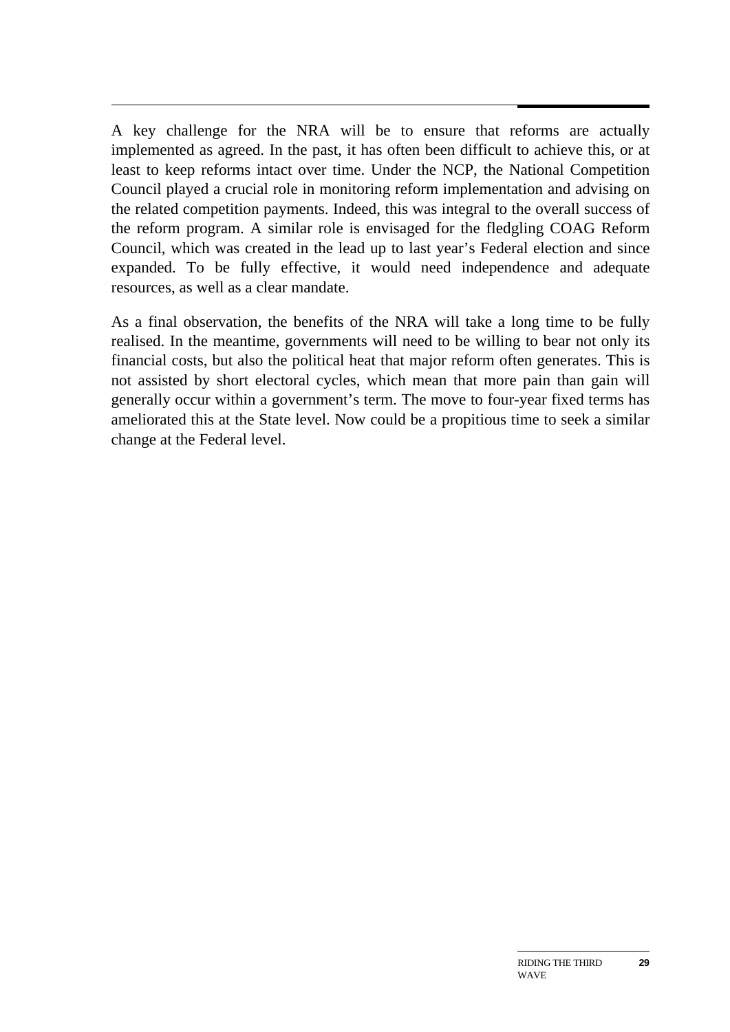A key challenge for the NRA will be to ensure that reforms are actually implemented as agreed. In the past, it has often been difficult to achieve this, or at least to keep reforms intact over time. Under the NCP, the National Competition Council played a crucial role in monitoring reform implementation and advising on the related competition payments. Indeed, this was integral to the overall success of the reform program. A similar role is envisaged for the fledgling COAG Reform Council, which was created in the lead up to last year's Federal election and since expanded. To be fully effective, it would need independence and adequate resources, as well as a clear mandate.

As a final observation, the benefits of the NRA will take a long time to be fully realised. In the meantime, governments will need to be willing to bear not only its financial costs, but also the political heat that major reform often generates. This is not assisted by short electoral cycles, which mean that more pain than gain will generally occur within a government's term. The move to four-year fixed terms has ameliorated this at the State level. Now could be a propitious time to seek a similar change at the Federal level.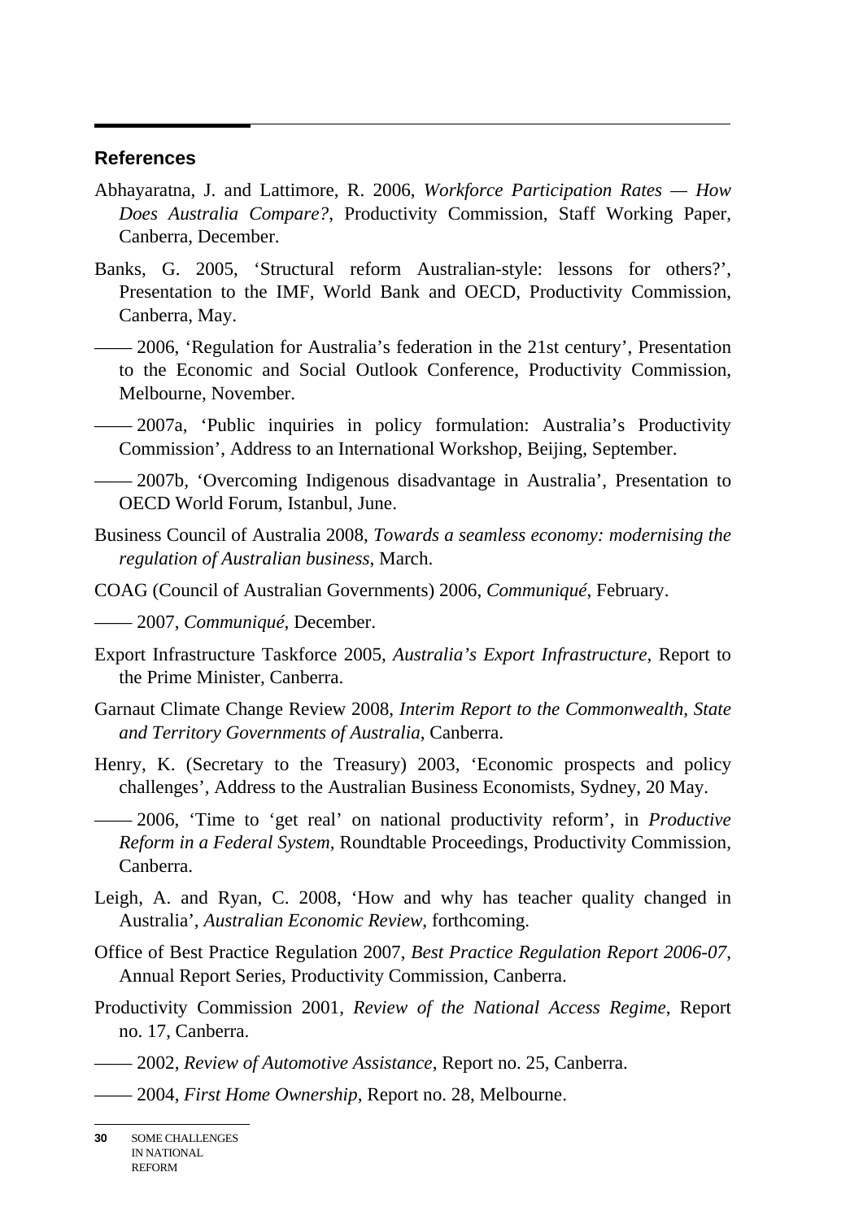## References

Abhayaratna, J. and Lattimore, R. 2006, *Workforce Participation Rates — How Does Australia Compare?*, Productivity Commission, Staff Working Paper, Canberra, December.

Banks, G. 2005, 'Structural reform Australian-style: lessons for others?', Presentation to the IMF, World Bank and OECD, Productivity Commission, Canberra, May.

—— 2006, 'Regulation for Australia's federation in the 21st century', Presentation to the Economic and Social Outlook Conference, Productivity Commission, Melbourne, November.

—— 2007a, 'Public inquiries in policy formulation: Australia's Productivity Commission', Address to an International Workshop, Beijing, September.

—— 2007b, 'Overcoming Indigenous disadvantage in Australia', Presentation to OECD World Forum, Istanbul, June.

Business Council of Australia 2008, *Towards a seamless economy: modernising the regulation of Australian business*, March.

COAG (Council of Australian Governments) 2006, *Communiqué*, February.

—— 2007, *Communiqué*, December.

Export Infrastructure Taskforce 2005, *Australia's Export Infrastructure*, Report to the Prime Minister, Canberra.

Garnaut Climate Change Review 2008, *Interim Report to the Commonwealth, State and Territory Governments of Australia*, Canberra.

Henry, K. (Secretary to the Treasury) 2003, 'Economic prospects and policy challenges', Address to the Australian Business Economists, Sydney, 20 May.

—— 2006, 'Time to 'get real' on national productivity reform', in *Productive Reform in a Federal System*, Roundtable Proceedings, Productivity Commission, Canberra.

Leigh, A. and Ryan, C. 2008, 'How and why has teacher quality changed in Australia', *Australian Economic Review*, forthcoming.

Office of Best Practice Regulation 2007, *Best Practice Regulation Report 2006-07*, Annual Report Series, Productivity Commission, Canberra.

Productivity Commission 2001, *Review of the National Access Regime*, Report no. 17, Canberra.

—— 2002, *Review of Automotive Assistance*, Report no. 25, Canberra.

—— 2004, *First Home Ownership*, Report no. 28, Melbourne.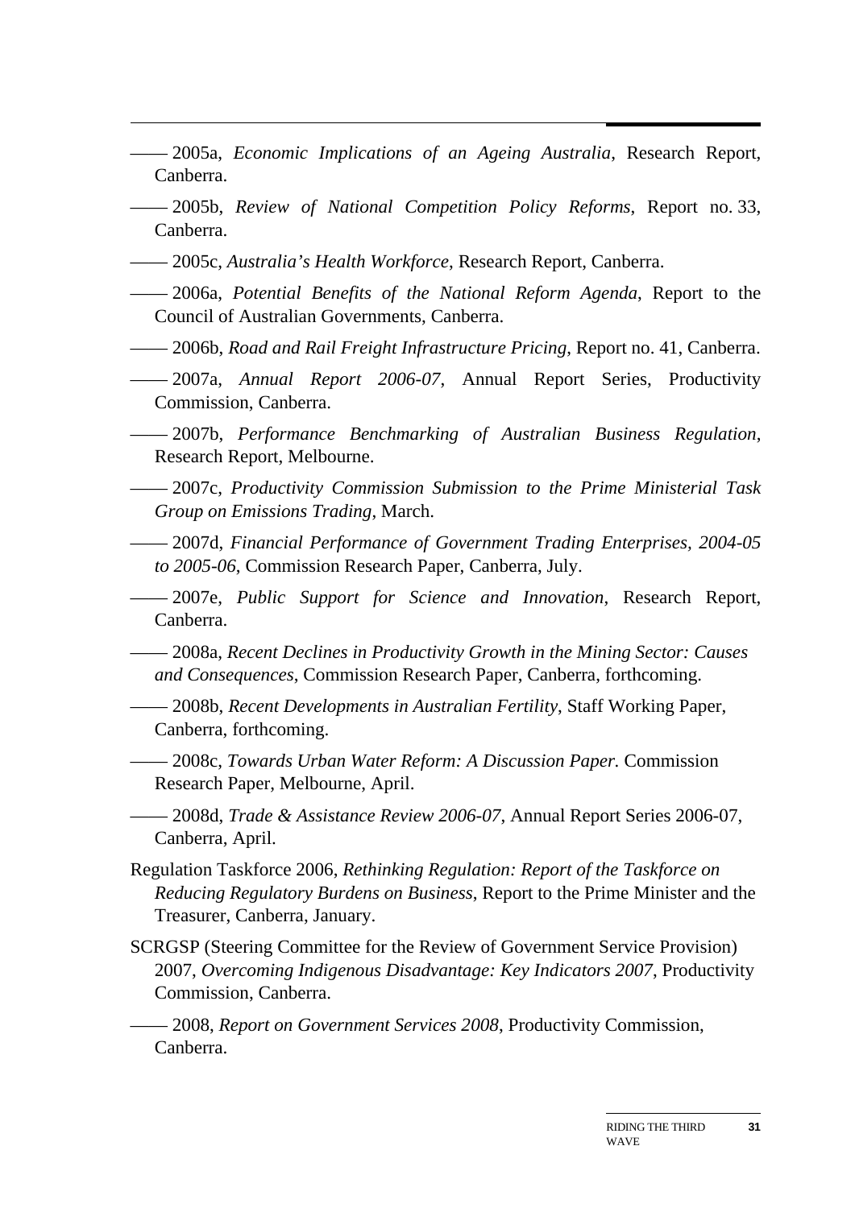—— 2005a, *Economic Implications of an Ageing Australia*, Research Report, Canberra.

—— 2005b, *Review of National Competition Policy Reforms*, Report no. 33, Canberra.

—— 2005c, *Australia's Health Workforce*, Research Report, Canberra.

—— 2006a, *Potential Benefits of the National Reform Agenda*, Report to the Council of Australian Governments, Canberra.

—— 2006b, *Road and Rail Freight Infrastructure Pricing*, Report no. 41, Canberra.

—— 2007a, *Annual Report 2006-07*, Annual Report Series, Productivity Commission, Canberra.

—— 2007b, *Performance Benchmarking of Australian Business Regulation*, Research Report, Melbourne.

—— 2007c, *Productivity Commission Submission to the Prime Ministerial Task Group on Emissions Trading*, March.

—— 2007d, *Financial Performance of Government Trading Enterprises, 2004-05 to 2005-06*, Commission Research Paper, Canberra, July.

—— 2007e, *Public Support for Science and Innovation*, Research Report, Canberra.

—— 2008a, *Recent Declines in Productivity Growth in the Mining Sector: Causes and Consequences*, Commission Research Paper, Canberra, forthcoming.

—— 2008b, *Recent Developments in Australian Fertility*, Staff Working Paper, Canberra, forthcoming.

—— 2008c, *Towards Urban Water Reform: A Discussion Paper.* Commission Research Paper, Melbourne, April.

—— 2008d, *Trade & Assistance Review 2006-07*, Annual Report Series 2006-07, Canberra, April.

Regulation Taskforce 2006, *Rethinking Regulation: Report of the Taskforce on Reducing Regulatory Burdens on Business*, Report to the Prime Minister and the Treasurer, Canberra, January.

SCRGSP (Steering Committee for the Review of Government Service Provision) 2007, *Overcoming Indigenous Disadvantage: Key Indicators 2007*, Productivity Commission, Canberra.

—— 2008, *Report on Government Services 2008*, Productivity Commission, Canberra.